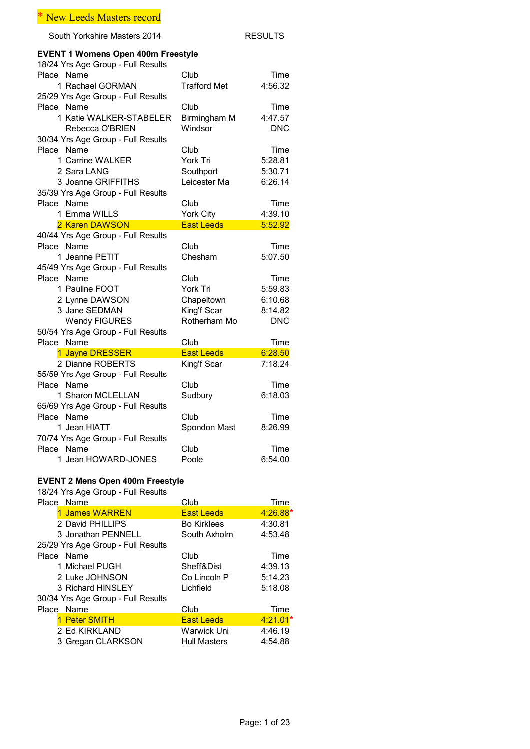\* New Leeds Masters record

South Yorkshire Masters 2014 RESULTS

**EVENT 1 Womens Open 400m Freestyle**

18/24 Yrs Age Group - Full Results

| Place | Name | Club | Time |
|---|---|---|---|
| 1 | Rachael GORMAN | Trafford Met | 4:56.32 |

25/29 Yrs Age Group - Full Results

| Place | Name | Club | Time |
|---|---|---|---|
| 1 | Katie WALKER-STABELER | Birmingham M | 4:47.57 |
| | Rebecca O'BRIEN | Windsor | DNC |

30/34 Yrs Age Group - Full Results

| Place | Name | Club | Time |
|---|---|---|---|
| 1 | Carrine WALKER | York Tri | 5:28.81 |
| 2 | Sara LANG | Southport | 5:30.71 |
| 3 | Joanne GRIFFITHS | Leicester Ma | 6:26.14 |

35/39 Yrs Age Group - Full Results

| Place | Name | Club | Time |
|---|---|---|---|
| 1 | Emma WILLS | York City | 4:39.10 |
| 2 | Karen DAWSON | East Leeds | 5:52.92 |

40/44 Yrs Age Group - Full Results

| Place | Name | Club | Time |
|---|---|---|---|
| 1 | Jeanne PETIT | Chesham | 5:07.50 |

45/49 Yrs Age Group - Full Results

| Place | Name | Club | Time |
|---|---|---|---|
| 1 | Pauline FOOT | York Tri | 5:59.83 |
| 2 | Lynne DAWSON | Chapeltown | 6:10.68 |
| 3 | Jane SEDMAN | King'f Scar | 8:14.82 |
| | Wendy FIGURES | Rotherham Mo | DNC |

50/54 Yrs Age Group - Full Results

| Place | Name | Club | Time |
|---|---|---|---|
| 1 | Jayne DRESSER | East Leeds | 6:28.50 |
| 2 | Dianne ROBERTS | King'f Scar | 7:18.24 |

55/59 Yrs Age Group - Full Results

| Place | Name | Club | Time |
|---|---|---|---|
| 1 | Sharon MCLELLAN | Sudbury | 6:18.03 |

65/69 Yrs Age Group - Full Results

| Place | Name | Club | Time |
|---|---|---|---|
| 1 | Jean HIATT | Spondon Mast | 8:26.99 |

70/74 Yrs Age Group - Full Results

| Place | Name | Club | Time |
|---|---|---|---|
| 1 | Jean HOWARD-JONES | Poole | 6:54.00 |

**EVENT 2 Mens Open 400m Freestyle**

18/24 Yrs Age Group - Full Results

| Place | Name | Club | Time |
|---|---|---|---|
| 1 | James WARREN | East Leeds | 4:26.88* |
| 2 | David PHILLIPS | Bo Kirklees | 4:30.81 |
| 3 | Jonathan PENNELL | South Axholm | 4:53.48 |

25/29 Yrs Age Group - Full Results

| Place | Name | Club | Time |
|---|---|---|---|
| 1 | Michael PUGH | Sheff&Dist | 4:39.13 |
| 2 | Luke JOHNSON | Co Lincoln P | 5:14.23 |
| 3 | Richard HINSLEY | Lichfield | 5:18.08 |

30/34 Yrs Age Group - Full Results

| Place | Name | Club | Time |
|---|---|---|---|
| 1 | Peter SMITH | East Leeds | 4:21.01* |
| 2 | Ed KIRKLAND | Warwick Uni | 4:46.19 |
| 3 | Gregan CLARKSON | Hull Masters | 4:54.88 |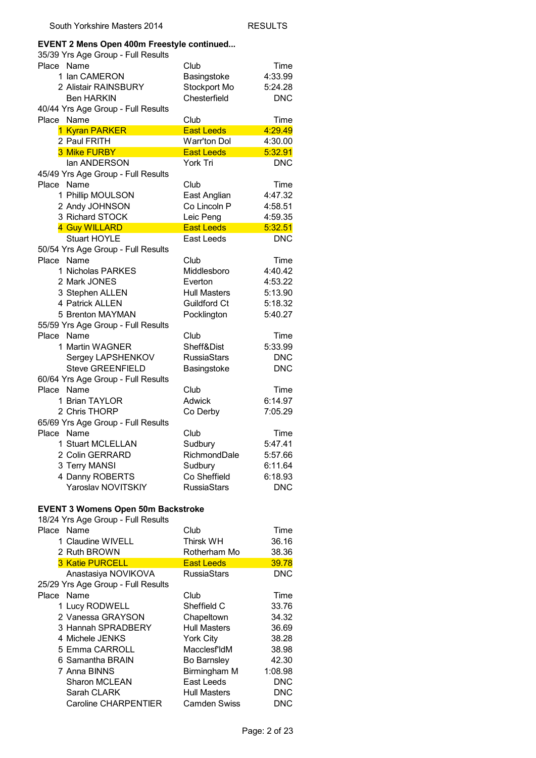## EVENT 2 Mens Open 400m Freestyle continued...

35/39 Yrs Age Group - Full Results

| Place | Name | Club | Time |
|---|---|---|---|
| 1 | Ian CAMERON | Basingstoke | 4:33.99 |
| 2 | Alistair RAINSBURY | Stockport Mo | 5:24.28 |
| | Ben HARKIN | Chesterfield | DNC |

40/44 Yrs Age Group - Full Results

| Place | Name | Club | Time |
|---|---|---|---|
| 1 | Kyran PARKER | East Leeds | 4:29.49 |
| 2 | Paul FRITH | Warr'ton Dol | 4:30.00 |
| 3 | Mike FURBY | East Leeds | 5:32.91 |
| | Ian ANDERSON | York Tri | DNC |

45/49 Yrs Age Group - Full Results

| Place | Name | Club | Time |
|---|---|---|---|
| 1 | Phillip MOULSON | East Anglian | 4:47.32 |
| 2 | Andy JOHNSON | Co Lincoln P | 4:58.51 |
| 3 | Richard STOCK | Leic Peng | 4:59.35 |
| 4 | Guy WILLARD | East Leeds | 5:32.51 |
| | Stuart HOYLE | East Leeds | DNC |

50/54 Yrs Age Group - Full Results

| Place | Name | Club | Time |
|---|---|---|---|
| 1 | Nicholas PARKES | Middlesboro | 4:40.42 |
| 2 | Mark JONES | Everton | 4:53.22 |
| 3 | Stephen ALLEN | Hull Masters | 5:13.90 |
| 4 | Patrick ALLEN | Guildford Ct | 5:18.32 |
| 5 | Brenton MAYMAN | Pocklington | 5:40.27 |

55/59 Yrs Age Group - Full Results

| Place | Name | Club | Time |
|---|---|---|---|
| 1 | Martin WAGNER | Sheff&Dist | 5:33.99 |
| | Sergey LAPSHENKOV | RussiaStars | DNC |
| | Steve GREENFIELD | Basingstoke | DNC |

60/64 Yrs Age Group - Full Results

| Place | Name | Club | Time |
|---|---|---|---|
| 1 | Brian TAYLOR | Adwick | 6:14.97 |
| 2 | Chris THORP | Co Derby | 7:05.29 |

65/69 Yrs Age Group - Full Results

| Place | Name | Club | Time |
|---|---|---|---|
| 1 | Stuart MCLELLAN | Sudbury | 5:47.41 |
| 2 | Colin GERRARD | RichmondDale | 5:57.66 |
| 3 | Terry MANSI | Sudbury | 6:11.64 |
| 4 | Danny ROBERTS | Co Sheffield | 6:18.93 |
| | Yaroslav NOVITSKIY | RussiaStars | DNC |

## EVENT 3 Womens Open 50m Backstroke

18/24 Yrs Age Group - Full Results

| Place | Name | Club | Time |
|---|---|---|---|
| 1 | Claudine WIVELL | Thirsk WH | 36.16 |
| 2 | Ruth BROWN | Rotherham Mo | 38.36 |
| 3 | Katie PURCELL | East Leeds | 39.78 |
| | Anastasiya NOVIKOVA | RussiaStars | DNC |

25/29 Yrs Age Group - Full Results

| Place | Name | Club | Time |
|---|---|---|---|
| 1 | Lucy RODWELL | Sheffield C | 33.76 |
| 2 | Vanessa GRAYSON | Chapeltown | 34.32 |
| 3 | Hannah SPRADBERY | Hull Masters | 36.69 |
| 4 | Michele JENKS | York City | 38.28 |
| 5 | Emma CARROLL | Macclesf'ldM | 38.98 |
| 6 | Samantha BRAIN | Bo Barnsley | 42.30 |
| 7 | Anna BINNS | Birmingham M | 1:08.98 |
| | Sharon MCLEAN | East Leeds | DNC |
| | Sarah CLARK | Hull Masters | DNC |
| | Caroline CHARPENTIER | Camden Swiss | DNC |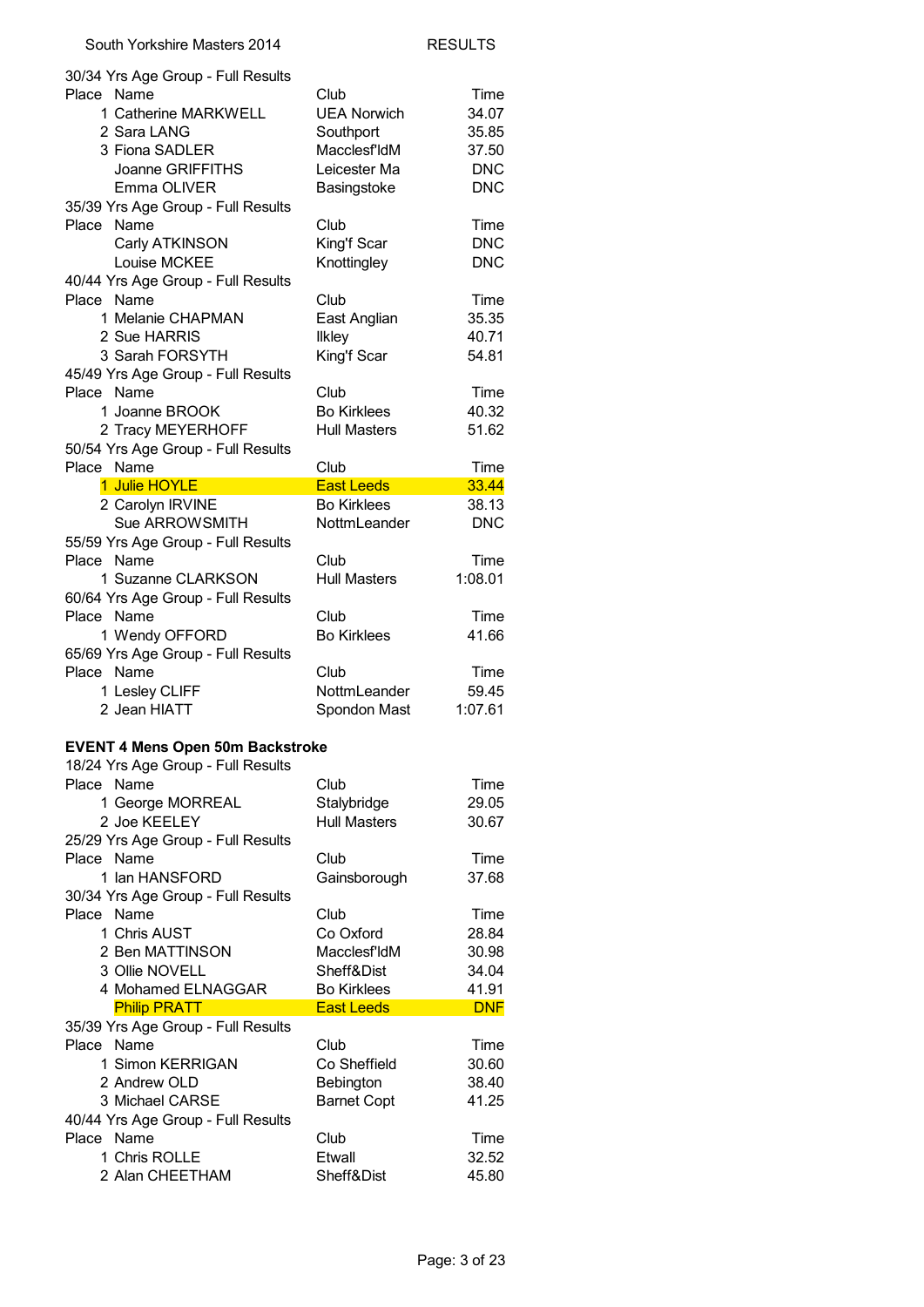### 30/34 Yrs Age Group - Full Results

| Place | Name | Club | Time |
|---|---|---|---|
| 1 | Catherine MARKWELL | UEA Norwich | 34.07 |
| 2 | Sara LANG | Southport | 35.85 |
| 3 | Fiona SADLER | Macclesf'ldM | 37.50 |
| | Joanne GRIFFITHS | Leicester Ma | DNC |
| | Emma OLIVER | Basingstoke | DNC |

### 35/39 Yrs Age Group - Full Results

| Place | Name | Club | Time |
|---|---|---|---|
| | Carly ATKINSON | King'f Scar | DNC |
| | Louise MCKEE | Knottingley | DNC |

### 40/44 Yrs Age Group - Full Results

| Place | Name | Club | Time |
|---|---|---|---|
| 1 | Melanie CHAPMAN | East Anglian | 35.35 |
| 2 | Sue HARRIS | Ilkley | 40.71 |
| 3 | Sarah FORSYTH | King'f Scar | 54.81 |

### 45/49 Yrs Age Group - Full Results

| Place | Name | Club | Time |
|---|---|---|---|
| 1 | Joanne BROOK | Bo Kirklees | 40.32 |
| 2 | Tracy MEYERHOFF | Hull Masters | 51.62 |

### 50/54 Yrs Age Group - Full Results

| Place | Name | Club | Time |
|---|---|---|---|
| 1 | Julie HOYLE | East Leeds | 33.44 |
| 2 | Carolyn IRVINE | Bo Kirklees | 38.13 |
| | Sue ARROWSMITH | NottmLeander | DNC |

### 55/59 Yrs Age Group - Full Results

| Place | Name | Club | Time |
|---|---|---|---|
| 1 | Suzanne CLARKSON | Hull Masters | 1:08.01 |

### 60/64 Yrs Age Group - Full Results

| Place | Name | Club | Time |
|---|---|---|---|
| 1 | Wendy OFFORD | Bo Kirklees | 41.66 |

### 65/69 Yrs Age Group - Full Results

| Place | Name | Club | Time |
|---|---|---|---|
| 1 | Lesley CLIFF | NottmLeander | 59.45 |
| 2 | Jean HIATT | Spondon Mast | 1:07.61 |

## EVENT 4 Mens Open 50m Backstroke

### 18/24 Yrs Age Group - Full Results

| Place | Name | Club | Time |
|---|---|---|---|
| 1 | George MORREAL | Stalybridge | 29.05 |
| 2 | Joe KEELEY | Hull Masters | 30.67 |

### 25/29 Yrs Age Group - Full Results

| Place | Name | Club | Time |
|---|---|---|---|
| 1 | Ian HANSFORD | Gainsborough | 37.68 |

### 30/34 Yrs Age Group - Full Results

| Place | Name | Club | Time |
|---|---|---|---|
| 1 | Chris AUST | Co Oxford | 28.84 |
| 2 | Ben MATTINSON | Macclesf'ldM | 30.98 |
| 3 | Ollie NOVELL | Sheff&Dist | 34.04 |
| 4 | Mohamed ELNAGGAR | Bo Kirklees | 41.91 |
| | Philip PRATT | East Leeds | DNF |

### 35/39 Yrs Age Group - Full Results

| Place | Name | Club | Time |
|---|---|---|---|
| 1 | Simon KERRIGAN | Co Sheffield | 30.60 |
| 2 | Andrew OLD | Bebington | 38.40 |
| 3 | Michael CARSE | Barnet Copt | 41.25 |

### 40/44 Yrs Age Group - Full Results

| Place | Name | Club | Time |
|---|---|---|---|
| 1 | Chris ROLLE | Etwall | 32.52 |
| 2 | Alan CHEETHAM | Sheff&Dist | 45.80 |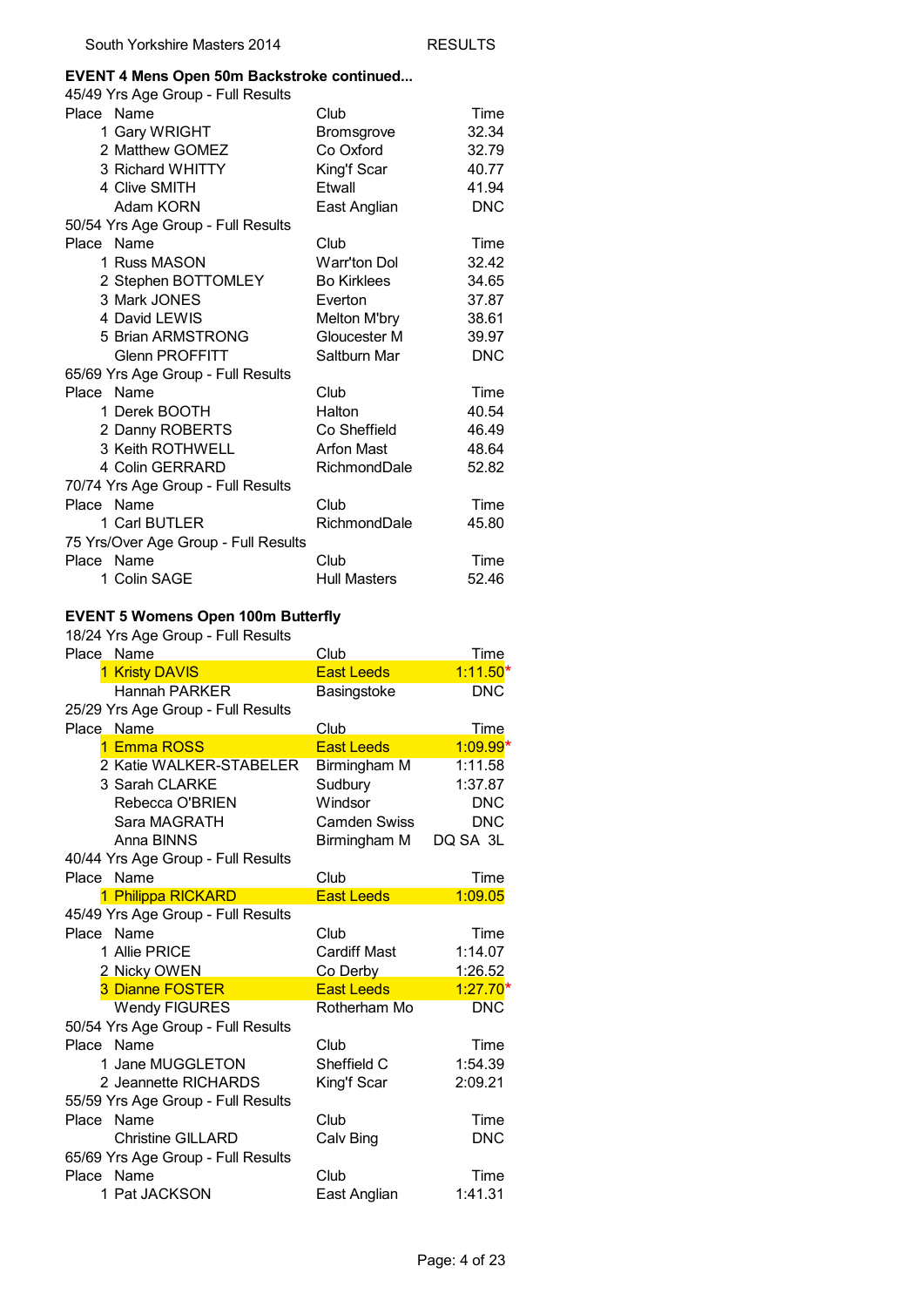South Yorkshire Masters 2014 RESULTS

### EVENT 4 Mens Open 50m Backstroke continued...

45/49 Yrs Age Group - Full Results

| Place | Name | Club | Time |
|---|---|---|---|
| 1 | Gary WRIGHT | Bromsgrove | 32.34 |
| 2 | Matthew GOMEZ | Co Oxford | 32.79 |
| 3 | Richard WHITTY | King'f Scar | 40.77 |
| 4 | Clive SMITH | Etwall | 41.94 |
| | Adam KORN | East Anglian | DNC |

50/54 Yrs Age Group - Full Results

| Place | Name | Club | Time |
|---|---|---|---|
| 1 | Russ MASON | Warr'ton Dol | 32.42 |
| 2 | Stephen BOTTOMLEY | Bo Kirklees | 34.65 |
| 3 | Mark JONES | Everton | 37.87 |
| 4 | David LEWIS | Melton M'bry | 38.61 |
| 5 | Brian ARMSTRONG | Gloucester M | 39.97 |
| | Glenn PROFFITT | Saltburn Mar | DNC |

65/69 Yrs Age Group - Full Results

| Place | Name | Club | Time |
|---|---|---|---|
| 1 | Derek BOOTH | Halton | 40.54 |
| 2 | Danny ROBERTS | Co Sheffield | 46.49 |
| 3 | Keith ROTHWELL | Arfon Mast | 48.64 |
| 4 | Colin GERRARD | RichmondDale | 52.82 |

70/74 Yrs Age Group - Full Results

| Place | Name | Club | Time |
|---|---|---|---|
| 1 | Carl BUTLER | RichmondDale | 45.80 |

75 Yrs/Over Age Group - Full Results

| Place | Name | Club | Time |
|---|---|---|---|
| 1 | Colin SAGE | Hull Masters | 52.46 |

### EVENT 5 Womens Open 100m Butterfly

18/24 Yrs Age Group - Full Results

| Place | Name | Club | Time |
|---|---|---|---|
| 1 | Kristy DAVIS | East Leeds | 1:11.50* |
| | Hannah PARKER | Basingstoke | DNC |

25/29 Yrs Age Group - Full Results

| Place | Name | Club | Time |
|---|---|---|---|
| 1 | Emma ROSS | East Leeds | 1:09.99* |
| 2 | Katie WALKER-STABELER | Birmingham M | 1:11.58 |
| 3 | Sarah CLARKE | Sudbury | 1:37.87 |
| | Rebecca O'BRIEN | Windsor | DNC |
| | Sara MAGRATH | Camden Swiss | DNC |
| | Anna BINNS | Birmingham M | DQ SA 3L |

40/44 Yrs Age Group - Full Results

| Place | Name | Club | Time |
|---|---|---|---|
| 1 | Philippa RICKARD | East Leeds | 1:09.05 |

45/49 Yrs Age Group - Full Results

| Place | Name | Club | Time |
|---|---|---|---|
| 1 | Allie PRICE | Cardiff Mast | 1:14.07 |
| 2 | Nicky OWEN | Co Derby | 1:26.52 |
| 3 | Dianne FOSTER | East Leeds | 1:27.70* |
| | Wendy FIGURES | Rotherham Mo | DNC |

50/54 Yrs Age Group - Full Results

| Place | Name | Club | Time |
|---|---|---|---|
| 1 | Jane MUGGLETON | Sheffield C | 1:54.39 |
| 2 | Jeannette RICHARDS | King'f Scar | 2:09.21 |

55/59 Yrs Age Group - Full Results

| Place | Name | Club | Time |
|---|---|---|---|
| | Christine GILLARD | Calv Bing | DNC |

65/69 Yrs Age Group - Full Results

| Place | Name | Club | Time |
|---|---|---|---|
| 1 | Pat JACKSON | East Anglian | 1:41.31 |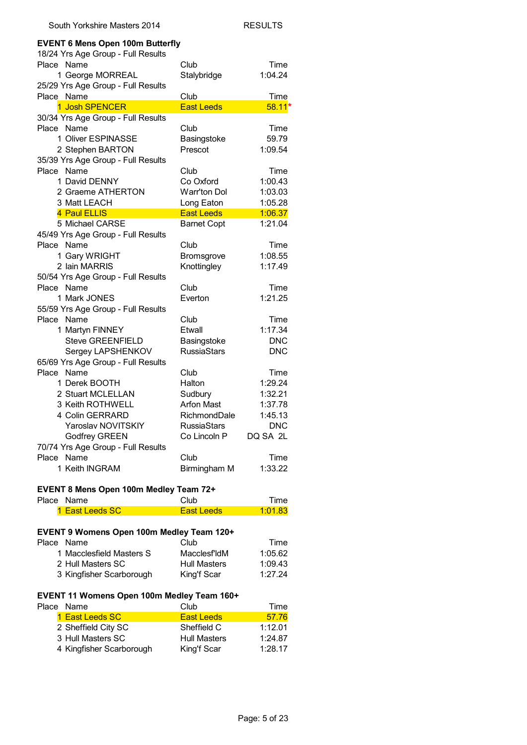South Yorkshire Masters 2014 RESULTS

**EVENT 6 Mens Open 100m Butterfly**

18/24 Yrs Age Group - Full Results

| Place | Name | Club | Time |
|---|---|---|---|
| 1 | George MORREAL | Stalybridge | 1:04.24 |

25/29 Yrs Age Group - Full Results

| Place | Name | Club | Time |
|---|---|---|---|
| 1 | Josh SPENCER | East Leeds | 58.11* |

30/34 Yrs Age Group - Full Results

| Place | Name | Club | Time |
|---|---|---|---|
| 1 | Oliver ESPINASSE | Basingstoke | 59.79 |
| 2 | Stephen BARTON | Prescot | 1:09.54 |

35/39 Yrs Age Group - Full Results

| Place | Name | Club | Time |
|---|---|---|---|
| 1 | David DENNY | Co Oxford | 1:00.43 |
| 2 | Graeme ATHERTON | Warr'ton Dol | 1:03.03 |
| 3 | Matt LEACH | Long Eaton | 1:05.28 |
| 4 | Paul ELLIS | East Leeds | 1:06.37 |
| 5 | Michael CARSE | Barnet Copt | 1:21.04 |

45/49 Yrs Age Group - Full Results

| Place | Name | Club | Time |
|---|---|---|---|
| 1 | Gary WRIGHT | Bromsgrove | 1:08.55 |
| 2 | Iain MARRIS | Knottingley | 1:17.49 |

50/54 Yrs Age Group - Full Results

| Place | Name | Club | Time |
|---|---|---|---|
| 1 | Mark JONES | Everton | 1:21.25 |

55/59 Yrs Age Group - Full Results

| Place | Name | Club | Time |
|---|---|---|---|
| 1 | Martyn FINNEY | Etwall | 1:17.34 |
| | Steve GREENFIELD | Basingstoke | DNC |
| | Sergey LAPSHENKOV | RussiaStars | DNC |

65/69 Yrs Age Group - Full Results

| Place | Name | Club | Time |
|---|---|---|---|
| 1 | Derek BOOTH | Halton | 1:29.24 |
| 2 | Stuart MCLELLAN | Sudbury | 1:32.21 |
| 3 | Keith ROTHWELL | Arfon Mast | 1:37.78 |
| 4 | Colin GERRARD | RichmondDale | 1:45.13 |
| | Yaroslav NOVITSKIY | RussiaStars | DNC |
| | Godfrey GREEN | Co Lincoln P | DQ SA 2L |

70/74 Yrs Age Group - Full Results

| Place | Name | Club | Time |
|---|---|---|---|
| 1 | Keith INGRAM | Birmingham M | 1:33.22 |

**EVENT 8 Mens Open 100m Medley Team 72+**

| Place | Name | Club | Time |
|---|---|---|---|
| 1 | East Leeds SC | East Leeds | 1:01.83 |

**EVENT 9 Womens Open 100m Medley Team 120+**

| Place | Name | Club | Time |
|---|---|---|---|
| 1 | Macclesfield Masters S | Macclesf'ldM | 1:05.62 |
| 2 | Hull Masters SC | Hull Masters | 1:09.43 |
| 3 | Kingfisher Scarborough | King'f Scar | 1:27.24 |

**EVENT 11 Womens Open 100m Medley Team 160+**

| Place | Name | Club | Time |
|---|---|---|---|
| 1 | East Leeds SC | East Leeds | 57.76 |
| 2 | Sheffield City SC | Sheffield C | 1:12.01 |
| 3 | Hull Masters SC | Hull Masters | 1:24.87 |
| 4 | Kingfisher Scarborough | King'f Scar | 1:28.17 |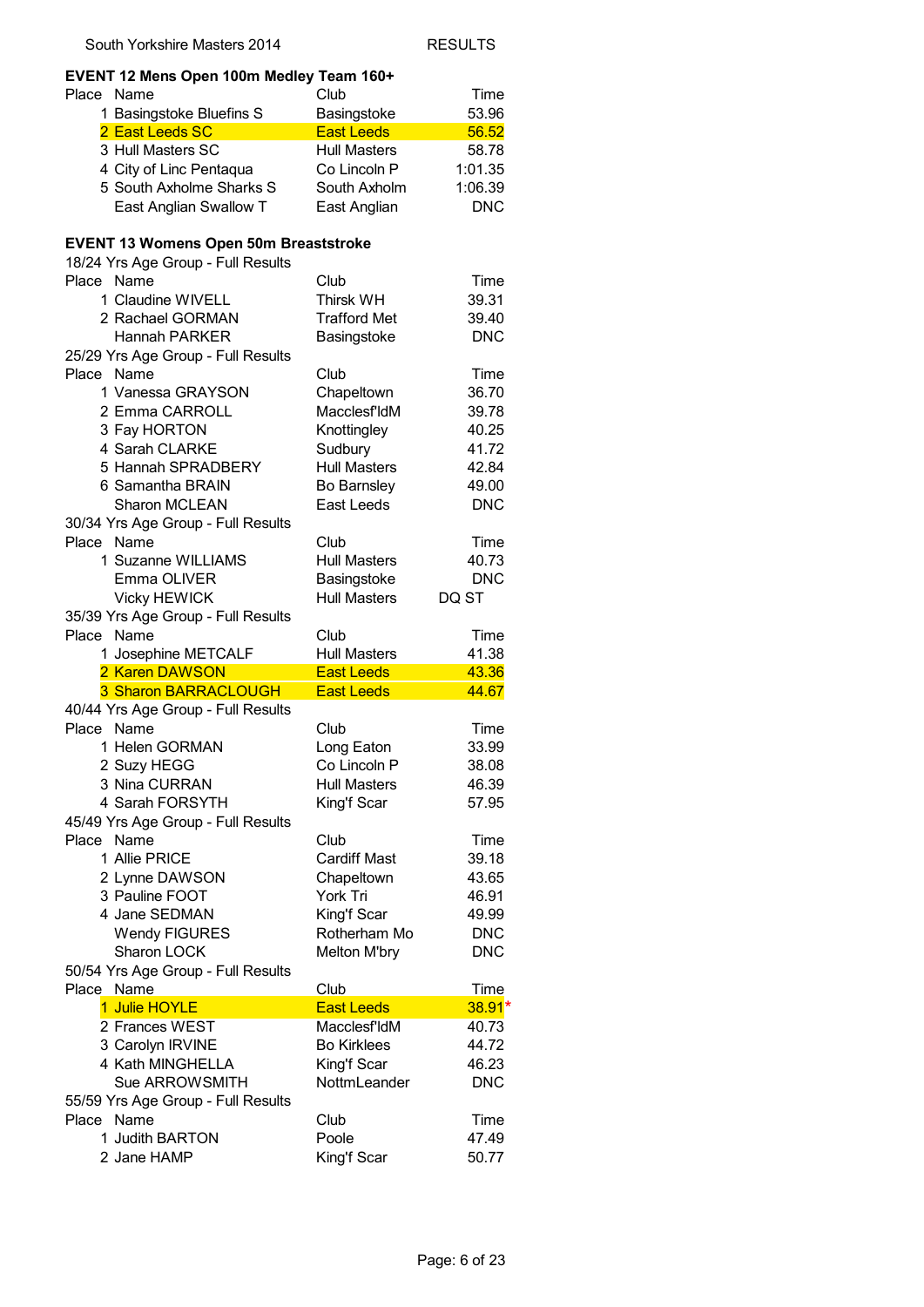South Yorkshire Masters 2014 RESULTS

### EVENT 12 Mens Open 100m Medley Team 160+

| Place | Name | Club | Time |
|---|---|---|---|
| 1 | Basingstoke Bluefins S | Basingstoke | 53.96 |
| 2 | East Leeds SC | East Leeds | 56.52 |
| 3 | Hull Masters SC | Hull Masters | 58.78 |
| 4 | City of Linc Pentaqua | Co Lincoln P | 1:01.35 |
| 5 | South Axholme Sharks S | South Axholm | 1:06.39 |
| | East Anglian Swallow T | East Anglian | DNC |

### EVENT 13 Womens Open 50m Breaststroke

18/24 Yrs Age Group - Full Results

| Place | Name | Club | Time |
|---|---|---|---|
| 1 | Claudine WIVELL | Thirsk WH | 39.31 |
| 2 | Rachael GORMAN | Trafford Met | 39.40 |
| | Hannah PARKER | Basingstoke | DNC |

25/29 Yrs Age Group - Full Results

| Place | Name | Club | Time |
|---|---|---|---|
| 1 | Vanessa GRAYSON | Chapeltown | 36.70 |
| 2 | Emma CARROLL | Macclesf'ldM | 39.78 |
| 3 | Fay HORTON | Knottingley | 40.25 |
| 4 | Sarah CLARKE | Sudbury | 41.72 |
| 5 | Hannah SPRADBERY | Hull Masters | 42.84 |
| 6 | Samantha BRAIN | Bo Barnsley | 49.00 |
| | Sharon MCLEAN | East Leeds | DNC |

30/34 Yrs Age Group - Full Results

| Place | Name | Club | Time |
|---|---|---|---|
| 1 | Suzanne WILLIAMS | Hull Masters | 40.73 |
| | Emma OLIVER | Basingstoke | DNC |
| | Vicky HEWICK | Hull Masters | DQ ST |

35/39 Yrs Age Group - Full Results

| Place | Name | Club | Time |
|---|---|---|---|
| 1 | Josephine METCALF | Hull Masters | 41.38 |
| 2 | Karen DAWSON | East Leeds | 43.36 |
| 3 | Sharon BARRACLOUGH | East Leeds | 44.67 |

40/44 Yrs Age Group - Full Results

| Place | Name | Club | Time |
|---|---|---|---|
| 1 | Helen GORMAN | Long Eaton | 33.99 |
| 2 | Suzy HEGG | Co Lincoln P | 38.08 |
| 3 | Nina CURRAN | Hull Masters | 46.39 |
| 4 | Sarah FORSYTH | King'f Scar | 57.95 |

45/49 Yrs Age Group - Full Results

| Place | Name | Club | Time |
|---|---|---|---|
| 1 | Allie PRICE | Cardiff Mast | 39.18 |
| 2 | Lynne DAWSON | Chapeltown | 43.65 |
| 3 | Pauline FOOT | York Tri | 46.91 |
| 4 | Jane SEDMAN | King'f Scar | 49.99 |
| | Wendy FIGURES | Rotherham Mo | DNC |
| | Sharon LOCK | Melton M'bry | DNC |

50/54 Yrs Age Group - Full Results

| Place | Name | Club | Time |
|---|---|---|---|
| 1 | Julie HOYLE | East Leeds | 38.91* |
| 2 | Frances WEST | Macclesf'ldM | 40.73 |
| 3 | Carolyn IRVINE | Bo Kirklees | 44.72 |
| 4 | Kath MINGHELLA | King'f Scar | 46.23 |
| | Sue ARROWSMITH | NottmLeander | DNC |

55/59 Yrs Age Group - Full Results

| Place | Name | Club | Time |
|---|---|---|---|
| 1 | Judith BARTON | Poole | 47.49 |
| 2 | Jane HAMP | King'f Scar | 50.77 |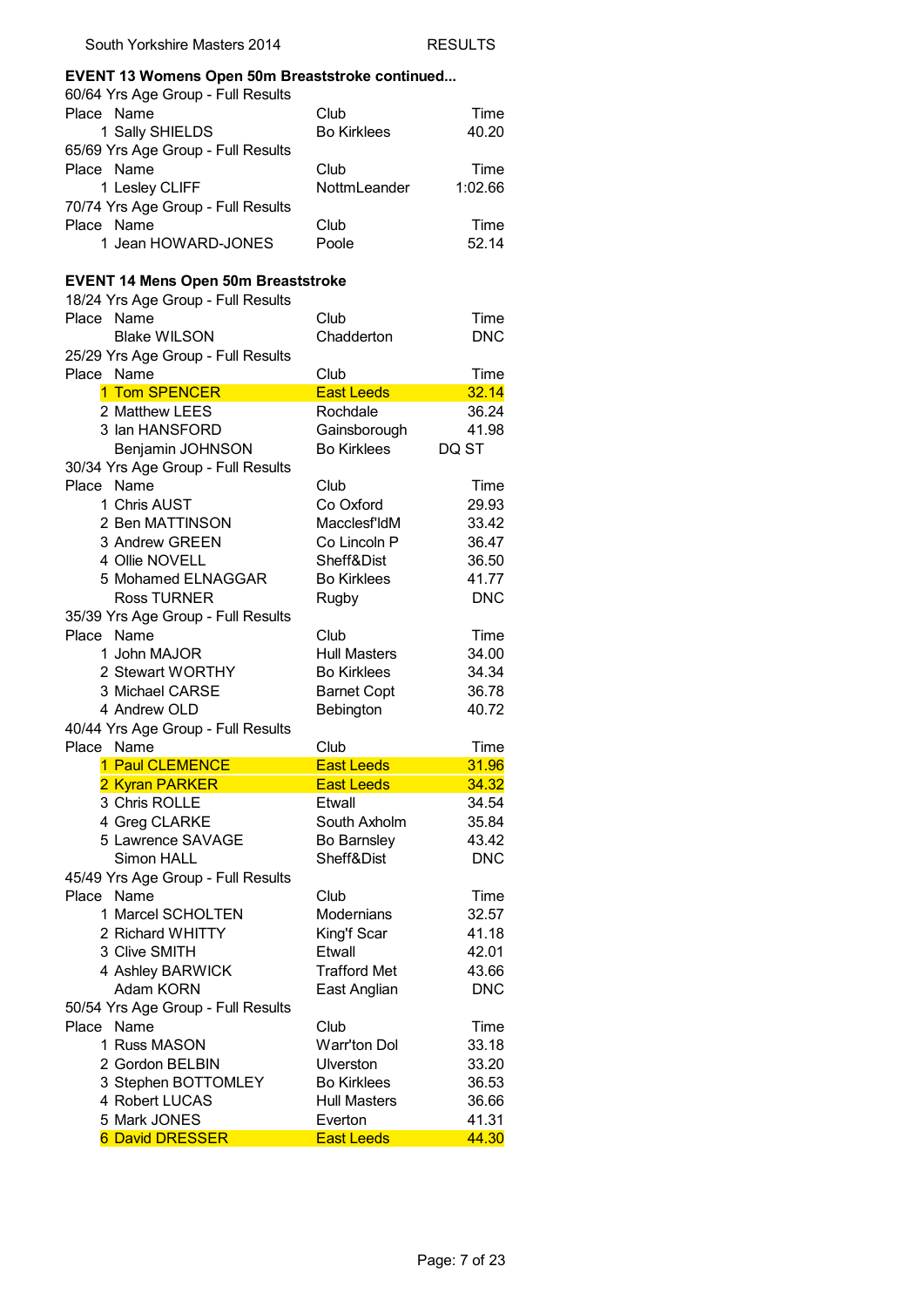**EVENT 13 Womens Open 50m Breaststroke continued...**

60/64 Yrs Age Group - Full Results

| Place | Name | Club | Time |
|---|---|---|---|
| 1 | Sally SHIELDS | Bo Kirklees | 40.20 |

65/69 Yrs Age Group - Full Results

| Place | Name | Club | Time |
|---|---|---|---|
| 1 | Lesley CLIFF | NottmLeander | 1:02.66 |

70/74 Yrs Age Group - Full Results

| Place | Name | Club | Time |
|---|---|---|---|
| 1 | Jean HOWARD-JONES | Poole | 52.14 |

**EVENT 14 Mens Open 50m Breaststroke**

18/24 Yrs Age Group - Full Results

| Place | Name | Club | Time |
|---|---|---|---|
| | Blake WILSON | Chadderton | DNC |

25/29 Yrs Age Group - Full Results

| Place | Name | Club | Time |
|---|---|---|---|
| 1 | Tom SPENCER | East Leeds | 32.14 |
| 2 | Matthew LEES | Rochdale | 36.24 |
| 3 | Ian HANSFORD | Gainsborough | 41.98 |
| | Benjamin JOHNSON | Bo Kirklees | DQ ST |

30/34 Yrs Age Group - Full Results

| Place | Name | Club | Time |
|---|---|---|---|
| 1 | Chris AUST | Co Oxford | 29.93 |
| 2 | Ben MATTINSON | Macclesf'ldM | 33.42 |
| 3 | Andrew GREEN | Co Lincoln P | 36.47 |
| 4 | Ollie NOVELL | Sheff&Dist | 36.50 |
| 5 | Mohamed ELNAGGAR | Bo Kirklees | 41.77 |
| | Ross TURNER | Rugby | DNC |

35/39 Yrs Age Group - Full Results

| Place | Name | Club | Time |
|---|---|---|---|
| 1 | John MAJOR | Hull Masters | 34.00 |
| 2 | Stewart WORTHY | Bo Kirklees | 34.34 |
| 3 | Michael CARSE | Barnet Copt | 36.78 |
| 4 | Andrew OLD | Bebington | 40.72 |

40/44 Yrs Age Group - Full Results

| Place | Name | Club | Time |
|---|---|---|---|
| 1 | Paul CLEMENCE | East Leeds | 31.96 |
| 2 | Kyran PARKER | East Leeds | 34.32 |
| 3 | Chris ROLLE | Etwall | 34.54 |
| 4 | Greg CLARKE | South Axholm | 35.84 |
| 5 | Lawrence SAVAGE | Bo Barnsley | 43.42 |
| | Simon HALL | Sheff&Dist | DNC |

45/49 Yrs Age Group - Full Results

| Place | Name | Club | Time |
|---|---|---|---|
| 1 | Marcel SCHOLTEN | Modernians | 32.57 |
| 2 | Richard WHITTY | King'f Scar | 41.18 |
| 3 | Clive SMITH | Etwall | 42.01 |
| 4 | Ashley BARWICK | Trafford Met | 43.66 |
| | Adam KORN | East Anglian | DNC |

50/54 Yrs Age Group - Full Results

| Place | Name | Club | Time |
|---|---|---|---|
| 1 | Russ MASON | Warr'ton Dol | 33.18 |
| 2 | Gordon BELBIN | Ulverston | 33.20 |
| 3 | Stephen BOTTOMLEY | Bo Kirklees | 36.53 |
| 4 | Robert LUCAS | Hull Masters | 36.66 |
| 5 | Mark JONES | Everton | 41.31 |
| 6 | David DRESSER | East Leeds | 44.30 |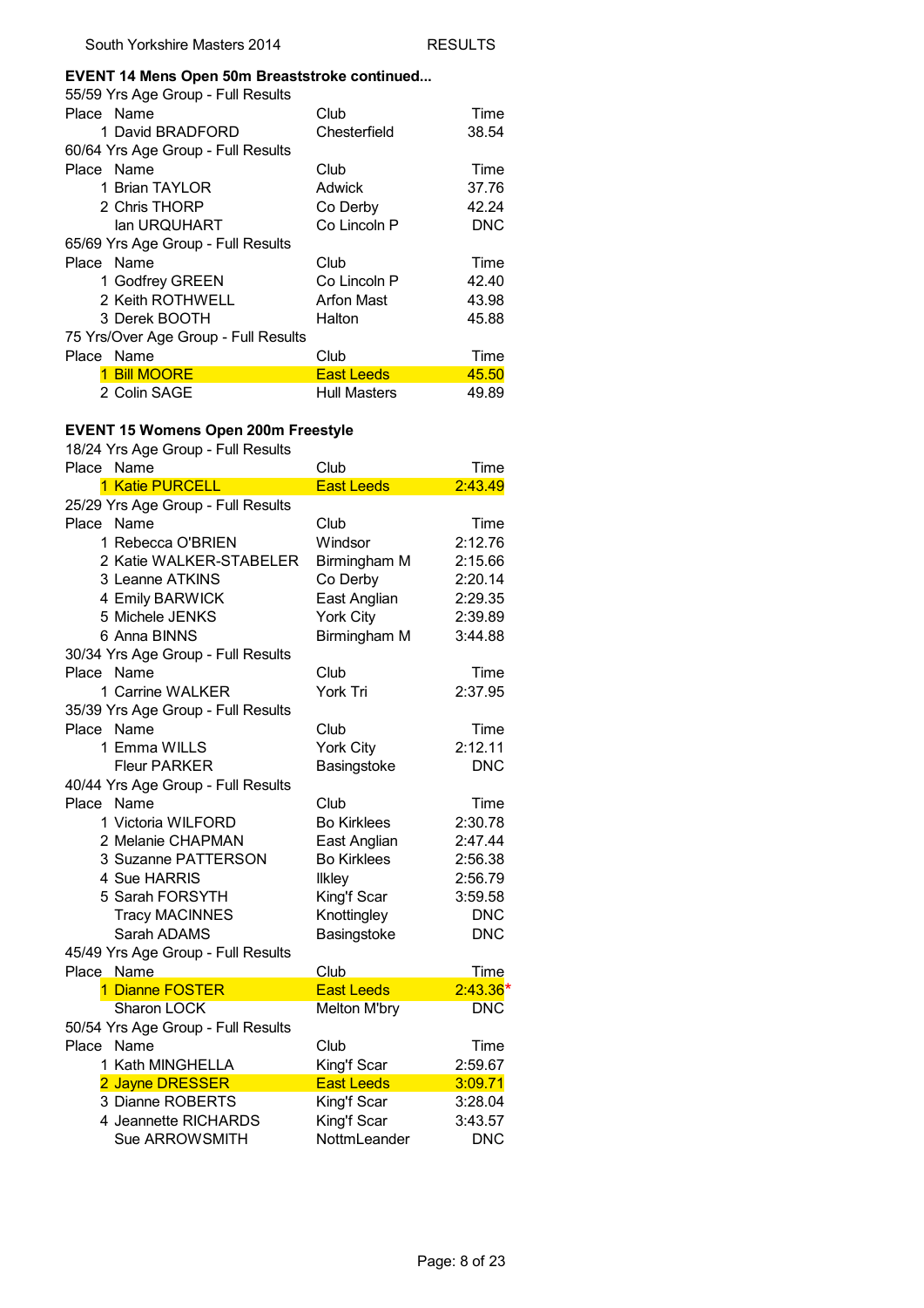South Yorkshire Masters 2014 RESULTS

**EVENT 14 Mens Open 50m Breaststroke continued...**

55/59 Yrs Age Group - Full Results

| Place | Name | Club | Time |
|---|---|---|---|
| 1 | David BRADFORD | Chesterfield | 38.54 |

60/64 Yrs Age Group - Full Results

| Place | Name | Club | Time |
|---|---|---|---|
| 1 | Brian TAYLOR | Adwick | 37.76 |
| 2 | Chris THORP | Co Derby | 42.24 |
| | Ian URQUHART | Co Lincoln P | DNC |

65/69 Yrs Age Group - Full Results

| Place | Name | Club | Time |
|---|---|---|---|
| 1 | Godfrey GREEN | Co Lincoln P | 42.40 |
| 2 | Keith ROTHWELL | Arfon Mast | 43.98 |
| 3 | Derek BOOTH | Halton | 45.88 |

75 Yrs/Over Age Group - Full Results

| Place | Name | Club | Time |
|---|---|---|---|
| 1 | Bill MOORE | East Leeds | 45.50 |
| 2 | Colin SAGE | Hull Masters | 49.89 |

**EVENT 15 Womens Open 200m Freestyle**

18/24 Yrs Age Group - Full Results

| Place | Name | Club | Time |
|---|---|---|---|
| 1 | Katie PURCELL | East Leeds | 2:43.49 |

25/29 Yrs Age Group - Full Results

| Place | Name | Club | Time |
|---|---|---|---|
| 1 | Rebecca O'BRIEN | Windsor | 2:12.76 |
| 2 | Katie WALKER-STABELER | Birmingham M | 2:15.66 |
| 3 | Leanne ATKINS | Co Derby | 2:20.14 |
| 4 | Emily BARWICK | East Anglian | 2:29.35 |
| 5 | Michele JENKS | York City | 2:39.89 |
| 6 | Anna BINNS | Birmingham M | 3:44.88 |

30/34 Yrs Age Group - Full Results

| Place | Name | Club | Time |
|---|---|---|---|
| 1 | Carrine WALKER | York Tri | 2:37.95 |

35/39 Yrs Age Group - Full Results

| Place | Name | Club | Time |
|---|---|---|---|
| 1 | Emma WILLS | York City | 2:12.11 |
| | Fleur PARKER | Basingstoke | DNC |

40/44 Yrs Age Group - Full Results

| Place | Name | Club | Time |
|---|---|---|---|
| 1 | Victoria WILFORD | Bo Kirklees | 2:30.78 |
| 2 | Melanie CHAPMAN | East Anglian | 2:47.44 |
| 3 | Suzanne PATTERSON | Bo Kirklees | 2:56.38 |
| 4 | Sue HARRIS | Ilkley | 2:56.79 |
| 5 | Sarah FORSYTH | King'f Scar | 3:59.58 |
| | Tracy MACINNES | Knottingley | DNC |
| | Sarah ADAMS | Basingstoke | DNC |

45/49 Yrs Age Group - Full Results

| Place | Name | Club | Time |
|---|---|---|---|
| 1 | Dianne FOSTER | East Leeds | 2:43.36* |
| | Sharon LOCK | Melton M'bry | DNC |

50/54 Yrs Age Group - Full Results

| Place | Name | Club | Time |
|---|---|---|---|
| 1 | Kath MINGHELLA | King'f Scar | 2:59.67 |
| 2 | Jayne DRESSER | East Leeds | 3:09.71 |
| 3 | Dianne ROBERTS | King'f Scar | 3:28.04 |
| 4 | Jeannette RICHARDS | King'f Scar | 3:43.57 |
| | Sue ARROWSMITH | NottmLeander | DNC |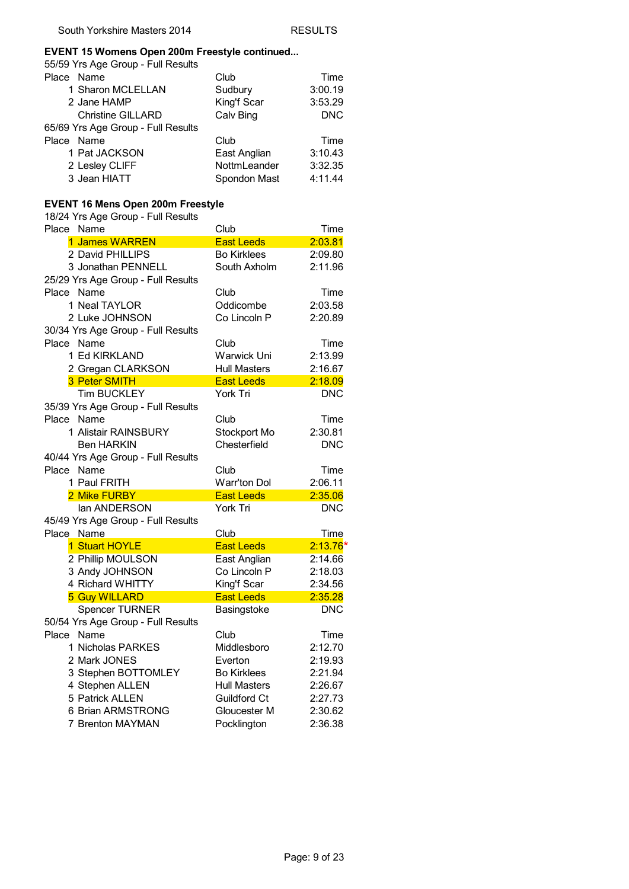### EVENT 15 Womens Open 200m Freestyle continued...

55/59 Yrs Age Group - Full Results

| Place | Name | Club | Time |
|---|---|---|---|
| 1 | Sharon MCLELLAN | Sudbury | 3:00.19 |
| 2 | Jane HAMP | King'f Scar | 3:53.29 |
| | Christine GILLARD | Calv Bing | DNC |

65/69 Yrs Age Group - Full Results

| Place | Name | Club | Time |
|---|---|---|---|
| 1 | Pat JACKSON | East Anglian | 3:10.43 |
| 2 | Lesley CLIFF | NottmLeander | 3:32.35 |
| 3 | Jean HIATT | Spondon Mast | 4:11.44 |

### EVENT 16 Mens Open 200m Freestyle

18/24 Yrs Age Group - Full Results

| Place | Name | Club | Time |
|---|---|---|---|
| 1 | James WARREN | East Leeds | 2:03.81 |
| 2 | David PHILLIPS | Bo Kirklees | 2:09.80 |
| 3 | Jonathan PENNELL | South Axholm | 2:11.96 |

25/29 Yrs Age Group - Full Results

| Place | Name | Club | Time |
|---|---|---|---|
| 1 | Neal TAYLOR | Oddicombe | 2:03.58 |
| 2 | Luke JOHNSON | Co Lincoln P | 2:20.89 |

30/34 Yrs Age Group - Full Results

| Place | Name | Club | Time |
|---|---|---|---|
| 1 | Ed KIRKLAND | Warwick Uni | 2:13.99 |
| 2 | Gregan CLARKSON | Hull Masters | 2:16.67 |
| 3 | Peter SMITH | East Leeds | 2:18.09 |
| | Tim BUCKLEY | York Tri | DNC |

35/39 Yrs Age Group - Full Results

| Place | Name | Club | Time |
|---|---|---|---|
| 1 | Alistair RAINSBURY | Stockport Mo | 2:30.81 |
| | Ben HARKIN | Chesterfield | DNC |

40/44 Yrs Age Group - Full Results

| Place | Name | Club | Time |
|---|---|---|---|
| 1 | Paul FRITH | Warr'ton Dol | 2:06.11 |
| 2 | Mike FURBY | East Leeds | 2:35.06 |
| | Ian ANDERSON | York Tri | DNC |

45/49 Yrs Age Group - Full Results

| Place | Name | Club | Time |
|---|---|---|---|
| 1 | Stuart HOYLE | East Leeds | 2:13.76* |
| 2 | Phillip MOULSON | East Anglian | 2:14.66 |
| 3 | Andy JOHNSON | Co Lincoln P | 2:18.03 |
| 4 | Richard WHITTY | King'f Scar | 2:34.56 |
| 5 | Guy WILLARD | East Leeds | 2:35.28 |
| | Spencer TURNER | Basingstoke | DNC |

50/54 Yrs Age Group - Full Results

| Place | Name | Club | Time |
|---|---|---|---|
| 1 | Nicholas PARKES | Middlesboro | 2:12.70 |
| 2 | Mark JONES | Everton | 2:19.93 |
| 3 | Stephen BOTTOMLEY | Bo Kirklees | 2:21.94 |
| 4 | Stephen ALLEN | Hull Masters | 2:26.67 |
| 5 | Patrick ALLEN | Guildford Ct | 2:27.73 |
| 6 | Brian ARMSTRONG | Gloucester M | 2:30.62 |
| 7 | Brenton MAYMAN | Pocklington | 2:36.38 |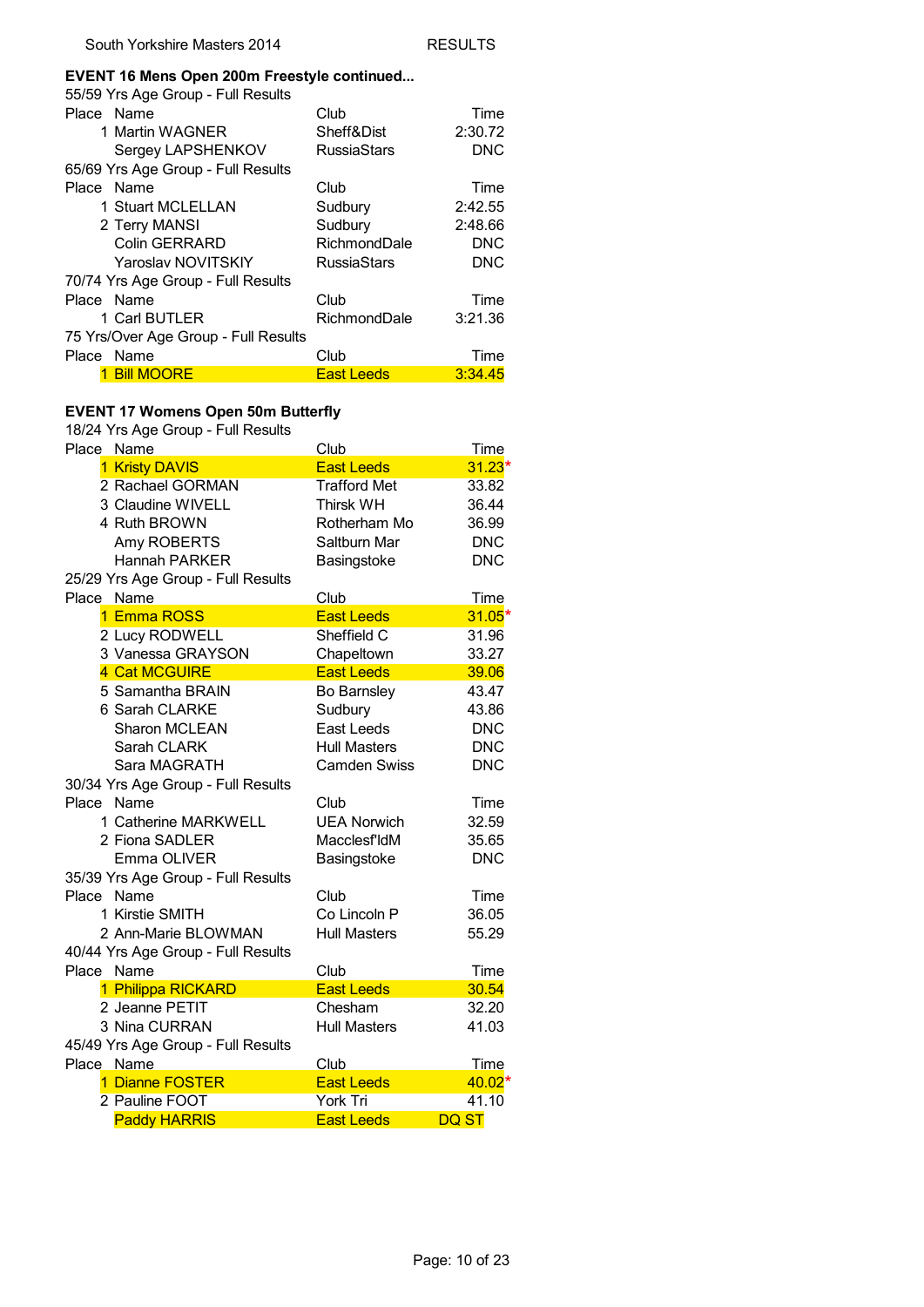## EVENT 16 Mens Open 200m Freestyle continued...

55/59 Yrs Age Group - Full Results

| Place | Name | Club | Time |
|---|---|---|---|
| 1 | Martin WAGNER | Sheff&Dist | 2:30.72 |
| | Sergey LAPSHENKOV | RussiaStars | DNC |

65/69 Yrs Age Group - Full Results

| Place | Name | Club | Time |
|---|---|---|---|
| 1 | Stuart MCLELLAN | Sudbury | 2:42.55 |
| 2 | Terry MANSI | Sudbury | 2:48.66 |
| | Colin GERRARD | RichmondDale | DNC |
| | Yaroslav NOVITSKIY | RussiaStars | DNC |

70/74 Yrs Age Group - Full Results

| Place | Name | Club | Time |
|---|---|---|---|
| 1 | Carl BUTLER | RichmondDale | 3:21.36 |

75 Yrs/Over Age Group - Full Results

| Place | Name | Club | Time |
|---|---|---|---|
| 1 | Bill MOORE | East Leeds | 3:34.45 |

## EVENT 17 Womens Open 50m Butterfly

18/24 Yrs Age Group - Full Results

| Place | Name | Club | Time |
|---|---|---|---|
| 1 | Kristy DAVIS | East Leeds | 31.23* |
| 2 | Rachael GORMAN | Trafford Met | 33.82 |
| 3 | Claudine WIVELL | Thirsk WH | 36.44 |
| 4 | Ruth BROWN | Rotherham Mo | 36.99 |
| | Amy ROBERTS | Saltburn Mar | DNC |
| | Hannah PARKER | Basingstoke | DNC |

25/29 Yrs Age Group - Full Results

| Place | Name | Club | Time |
|---|---|---|---|
| 1 | Emma ROSS | East Leeds | 31.05* |
| 2 | Lucy RODWELL | Sheffield C | 31.96 |
| 3 | Vanessa GRAYSON | Chapeltown | 33.27 |
| 4 | Cat MCGUIRE | East Leeds | 39.06 |
| 5 | Samantha BRAIN | Bo Barnsley | 43.47 |
| 6 | Sarah CLARKE | Sudbury | 43.86 |
| | Sharon MCLEAN | East Leeds | DNC |
| | Sarah CLARK | Hull Masters | DNC |
| | Sara MAGRATH | Camden Swiss | DNC |

30/34 Yrs Age Group - Full Results

| Place | Name | Club | Time |
|---|---|---|---|
| 1 | Catherine MARKWELL | UEA Norwich | 32.59 |
| 2 | Fiona SADLER | Macclesf'ldM | 35.65 |
| | Emma OLIVER | Basingstoke | DNC |

35/39 Yrs Age Group - Full Results

| Place | Name | Club | Time |
|---|---|---|---|
| 1 | Kirstie SMITH | Co Lincoln P | 36.05 |
| 2 | Ann-Marie BLOWMAN | Hull Masters | 55.29 |

40/44 Yrs Age Group - Full Results

| Place | Name | Club | Time |
|---|---|---|---|
| 1 | Philippa RICKARD | East Leeds | 30.54 |
| 2 | Jeanne PETIT | Chesham | 32.20 |
| 3 | Nina CURRAN | Hull Masters | 41.03 |

45/49 Yrs Age Group - Full Results

| Place | Name | Club | Time |
|---|---|---|---|
| 1 | Dianne FOSTER | East Leeds | 40.02* |
| 2 | Pauline FOOT | York Tri | 41.10 |
| | Paddy HARRIS | East Leeds | DQ ST |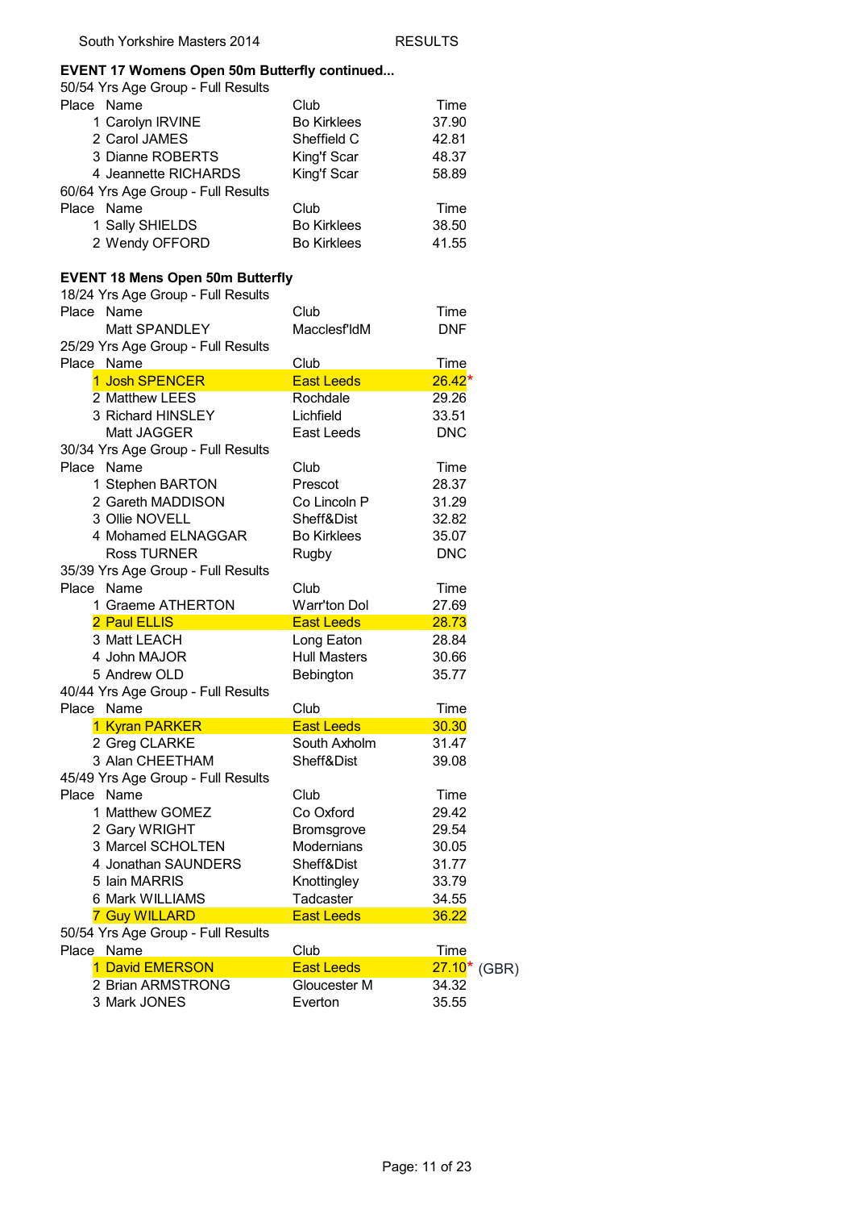## EVENT 17 Womens Open 50m Butterfly continued...

50/54 Yrs Age Group - Full Results

| Place | Name | Club | Time |
|---|---|---|---|
| 1 | Carolyn IRVINE | Bo Kirklees | 37.90 |
| 2 | Carol JAMES | Sheffield C | 42.81 |
| 3 | Dianne ROBERTS | King'f Scar | 48.37 |
| 4 | Jeannette RICHARDS | King'f Scar | 58.89 |

60/64 Yrs Age Group - Full Results

| Place | Name | Club | Time |
|---|---|---|---|
| 1 | Sally SHIELDS | Bo Kirklees | 38.50 |
| 2 | Wendy OFFORD | Bo Kirklees | 41.55 |

## EVENT 18 Mens Open 50m Butterfly

18/24 Yrs Age Group - Full Results

| Place | Name | Club | Time |
|---|---|---|---|
| | Matt SPANDLEY | Macclesf'ldM | DNF |

25/29 Yrs Age Group - Full Results

| Place | Name | Club | Time |
|---|---|---|---|
| 1 | Josh SPENCER | East Leeds | 26.42* |
| 2 | Matthew LEES | Rochdale | 29.26 |
| 3 | Richard HINSLEY | Lichfield | 33.51 |
| | Matt JAGGER | East Leeds | DNC |

30/34 Yrs Age Group - Full Results

| Place | Name | Club | Time |
|---|---|---|---|
| 1 | Stephen BARTON | Prescot | 28.37 |
| 2 | Gareth MADDISON | Co Lincoln P | 31.29 |
| 3 | Ollie NOVELL | Sheff&Dist | 32.82 |
| 4 | Mohamed ELNAGGAR | Bo Kirklees | 35.07 |
| | Ross TURNER | Rugby | DNC |

35/39 Yrs Age Group - Full Results

| Place | Name | Club | Time |
|---|---|---|---|
| 1 | Graeme ATHERTON | Warr'ton Dol | 27.69 |
| 2 | Paul ELLIS | East Leeds | 28.73 |
| 3 | Matt LEACH | Long Eaton | 28.84 |
| 4 | John MAJOR | Hull Masters | 30.66 |
| 5 | Andrew OLD | Bebington | 35.77 |

40/44 Yrs Age Group - Full Results

| Place | Name | Club | Time |
|---|---|---|---|
| 1 | Kyran PARKER | East Leeds | 30.30 |
| 2 | Greg CLARKE | South Axholm | 31.47 |
| 3 | Alan CHEETHAM | Sheff&Dist | 39.08 |

45/49 Yrs Age Group - Full Results

| Place | Name | Club | Time |
|---|---|---|---|
| 1 | Matthew GOMEZ | Co Oxford | 29.42 |
| 2 | Gary WRIGHT | Bromsgrove | 29.54 |
| 3 | Marcel SCHOLTEN | Modernians | 30.05 |
| 4 | Jonathan SAUNDERS | Sheff&Dist | 31.77 |
| 5 | Iain MARRIS | Knottingley | 33.79 |
| 6 | Mark WILLIAMS | Tadcaster | 34.55 |
| 7 | Guy WILLARD | East Leeds | 36.22 |

50/54 Yrs Age Group - Full Results

| Place | Name | Club | Time |
|---|---|---|---|
| 1 | David EMERSON | East Leeds | 27.10* (GBR) |
| 2 | Brian ARMSTRONG | Gloucester M | 34.32 |
| 3 | Mark JONES | Everton | 35.55 |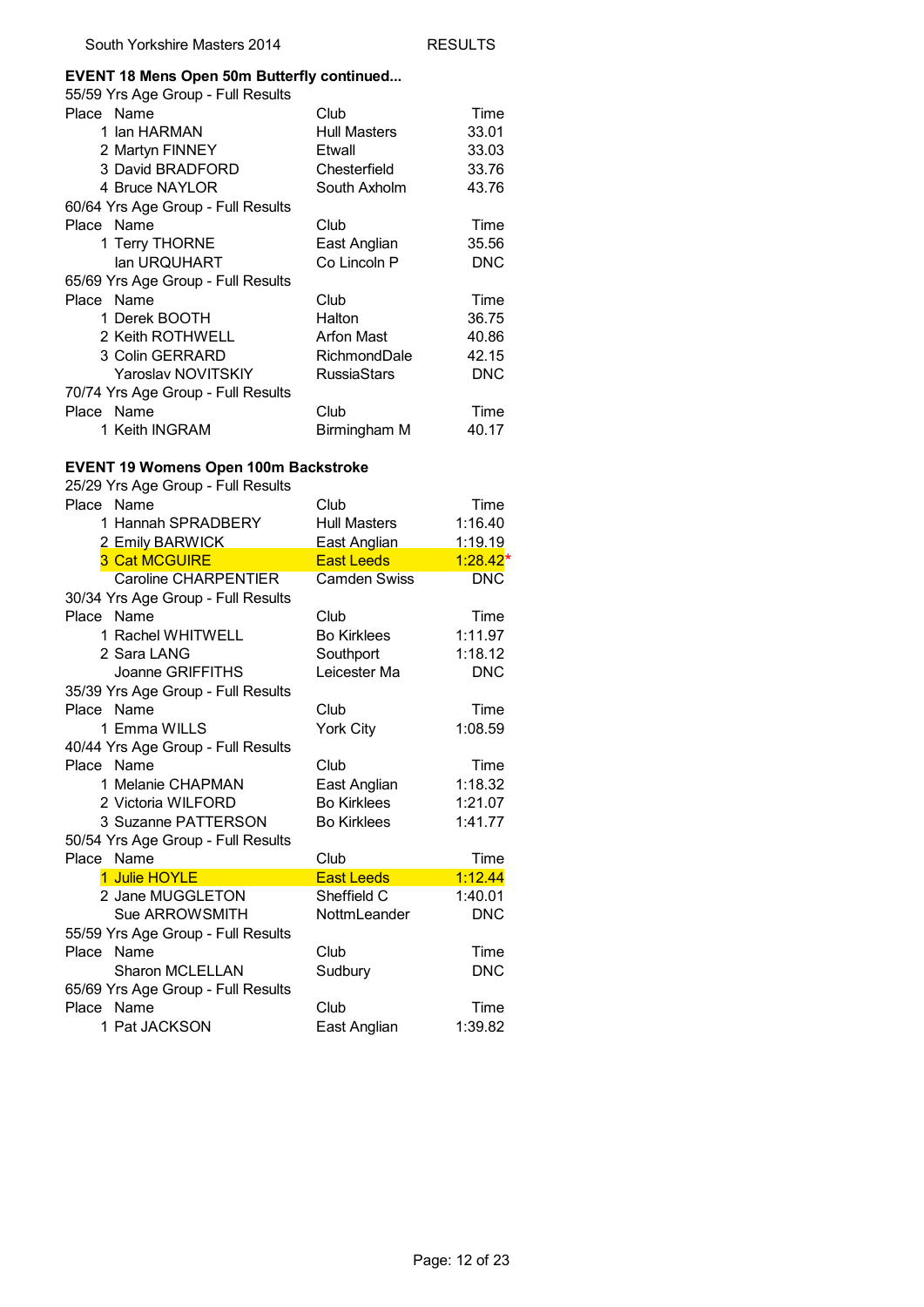## EVENT 18 Mens Open 50m Butterfly continued...

55/59 Yrs Age Group - Full Results

| Place | Name | Club | Time |
|---|---|---|---|
| 1 | Ian HARMAN | Hull Masters | 33.01 |
| 2 | Martyn FINNEY | Etwall | 33.03 |
| 3 | David BRADFORD | Chesterfield | 33.76 |
| 4 | Bruce NAYLOR | South Axholm | 43.76 |

60/64 Yrs Age Group - Full Results

| Place | Name | Club | Time |
|---|---|---|---|
| 1 | Terry THORNE | East Anglian | 35.56 |
| | Ian URQUHART | Co Lincoln P | DNC |

65/69 Yrs Age Group - Full Results

| Place | Name | Club | Time |
|---|---|---|---|
| 1 | Derek BOOTH | Halton | 36.75 |
| 2 | Keith ROTHWELL | Arfon Mast | 40.86 |
| 3 | Colin GERRARD | RichmondDale | 42.15 |
| | Yaroslav NOVITSKIY | RussiaStars | DNC |

70/74 Yrs Age Group - Full Results

| Place | Name | Club | Time |
|---|---|---|---|
| 1 | Keith INGRAM | Birmingham M | 40.17 |

## EVENT 19 Womens Open 100m Backstroke

25/29 Yrs Age Group - Full Results

| Place | Name | Club | Time |
|---|---|---|---|
| 1 | Hannah SPRADBERY | Hull Masters | 1:16.40 |
| 2 | Emily BARWICK | East Anglian | 1:19.19 |
| 3 | Cat MCGUIRE | East Leeds | 1:28.42* |
| | Caroline CHARPENTIER | Camden Swiss | DNC |

30/34 Yrs Age Group - Full Results

| Place | Name | Club | Time |
|---|---|---|---|
| 1 | Rachel WHITWELL | Bo Kirklees | 1:11.97 |
| 2 | Sara LANG | Southport | 1:18.12 |
| | Joanne GRIFFITHS | Leicester Ma | DNC |

35/39 Yrs Age Group - Full Results

| Place | Name | Club | Time |
|---|---|---|---|
| 1 | Emma WILLS | York City | 1:08.59 |

40/44 Yrs Age Group - Full Results

| Place | Name | Club | Time |
|---|---|---|---|
| 1 | Melanie CHAPMAN | East Anglian | 1:18.32 |
| 2 | Victoria WILFORD | Bo Kirklees | 1:21.07 |
| 3 | Suzanne PATTERSON | Bo Kirklees | 1:41.77 |

50/54 Yrs Age Group - Full Results

| Place | Name | Club | Time |
|---|---|---|---|
| 1 | Julie HOYLE | East Leeds | 1:12.44 |
| 2 | Jane MUGGLETON | Sheffield C | 1:40.01 |
| | Sue ARROWSMITH | NottmLeander | DNC |

55/59 Yrs Age Group - Full Results

| Place | Name | Club | Time |
|---|---|---|---|
| | Sharon MCLELLAN | Sudbury | DNC |

65/69 Yrs Age Group - Full Results

| Place | Name | Club | Time |
|---|---|---|---|
| 1 | Pat JACKSON | East Anglian | 1:39.82 |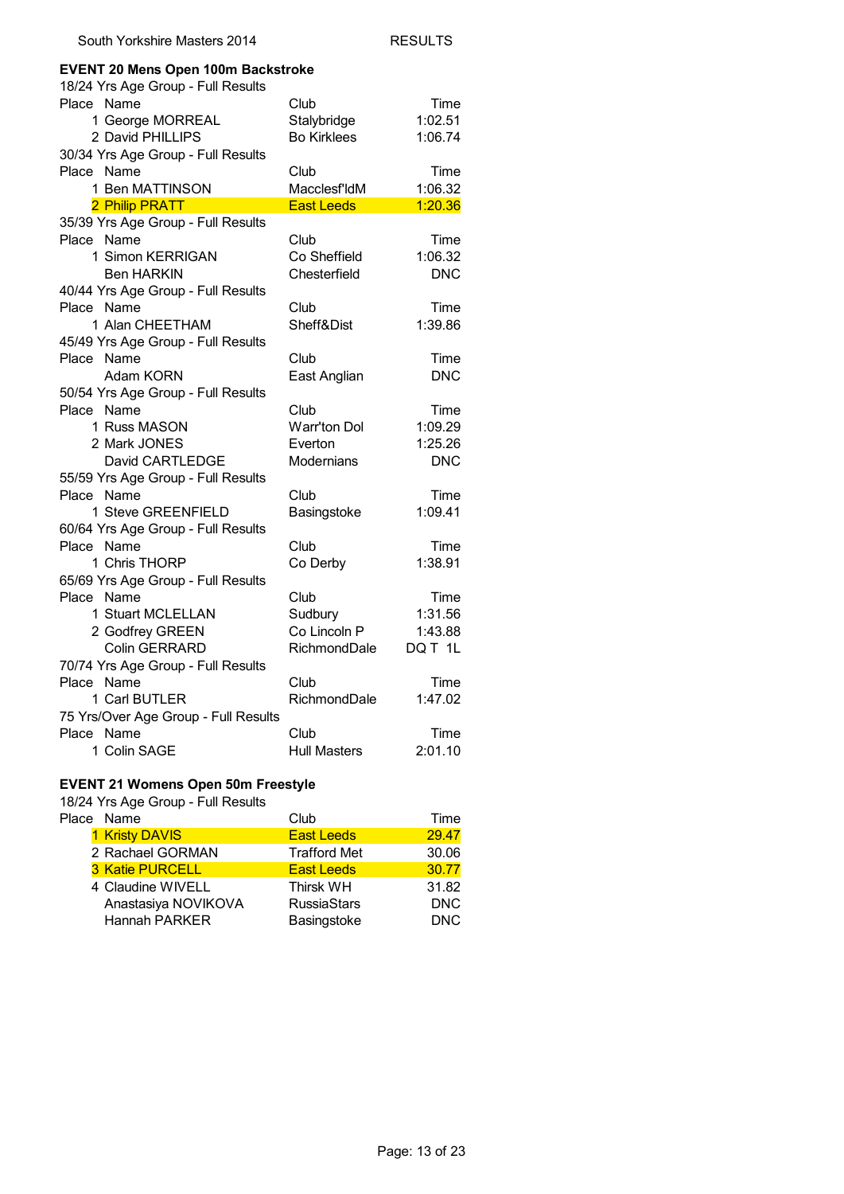South Yorkshire Masters 2014 RESULTS

## EVENT 20 Mens Open 100m Backstroke

18/24 Yrs Age Group - Full Results

| Place | Name | Club | Time |
|---|---|---|---|
| 1 | George MORREAL | Stalybridge | 1:02.51 |
| 2 | David PHILLIPS | Bo Kirklees | 1:06.74 |

30/34 Yrs Age Group - Full Results

| Place | Name | Club | Time |
|---|---|---|---|
| 1 | Ben MATTINSON | Macclesf'ldM | 1:06.32 |
| 2 | Philip PRATT | East Leeds | 1:20.36 |

35/39 Yrs Age Group - Full Results

| Place | Name | Club | Time |
|---|---|---|---|
| 1 | Simon KERRIGAN | Co Sheffield | 1:06.32 |
| | Ben HARKIN | Chesterfield | DNC |

40/44 Yrs Age Group - Full Results

| Place | Name | Club | Time |
|---|---|---|---|
| 1 | Alan CHEETHAM | Sheff&Dist | 1:39.86 |

45/49 Yrs Age Group - Full Results

| Place | Name | Club | Time |
|---|---|---|---|
| | Adam KORN | East Anglian | DNC |

50/54 Yrs Age Group - Full Results

| Place | Name | Club | Time |
|---|---|---|---|
| 1 | Russ MASON | Warr'ton Dol | 1:09.29 |
| 2 | Mark JONES | Everton | 1:25.26 |
| | David CARTLEDGE | Modernians | DNC |

55/59 Yrs Age Group - Full Results

| Place | Name | Club | Time |
|---|---|---|---|
| 1 | Steve GREENFIELD | Basingstoke | 1:09.41 |

60/64 Yrs Age Group - Full Results

| Place | Name | Club | Time |
|---|---|---|---|
| 1 | Chris THORP | Co Derby | 1:38.91 |

65/69 Yrs Age Group - Full Results

| Place | Name | Club | Time |
|---|---|---|---|
| 1 | Stuart MCLELLAN | Sudbury | 1:31.56 |
| 2 | Godfrey GREEN | Co Lincoln P | 1:43.88 |
| | Colin GERRARD | RichmondDale | DQ T 1L |

70/74 Yrs Age Group - Full Results

| Place | Name | Club | Time |
|---|---|---|---|
| 1 | Carl BUTLER | RichmondDale | 1:47.02 |

75 Yrs/Over Age Group - Full Results

| Place | Name | Club | Time |
|---|---|---|---|
| 1 | Colin SAGE | Hull Masters | 2:01.10 |

## EVENT 21 Womens Open 50m Freestyle

18/24 Yrs Age Group - Full Results

| Place | Name | Club | Time |
|---|---|---|---|
| 1 | Kristy DAVIS | East Leeds | 29.47 |
| 2 | Rachael GORMAN | Trafford Met | 30.06 |
| 3 | Katie PURCELL | East Leeds | 30.77 |
| 4 | Claudine WIVELL | Thirsk WH | 31.82 |
| | Anastasiya NOVIKOVA | RussiaStars | DNC |
| | Hannah PARKER | Basingstoke | DNC |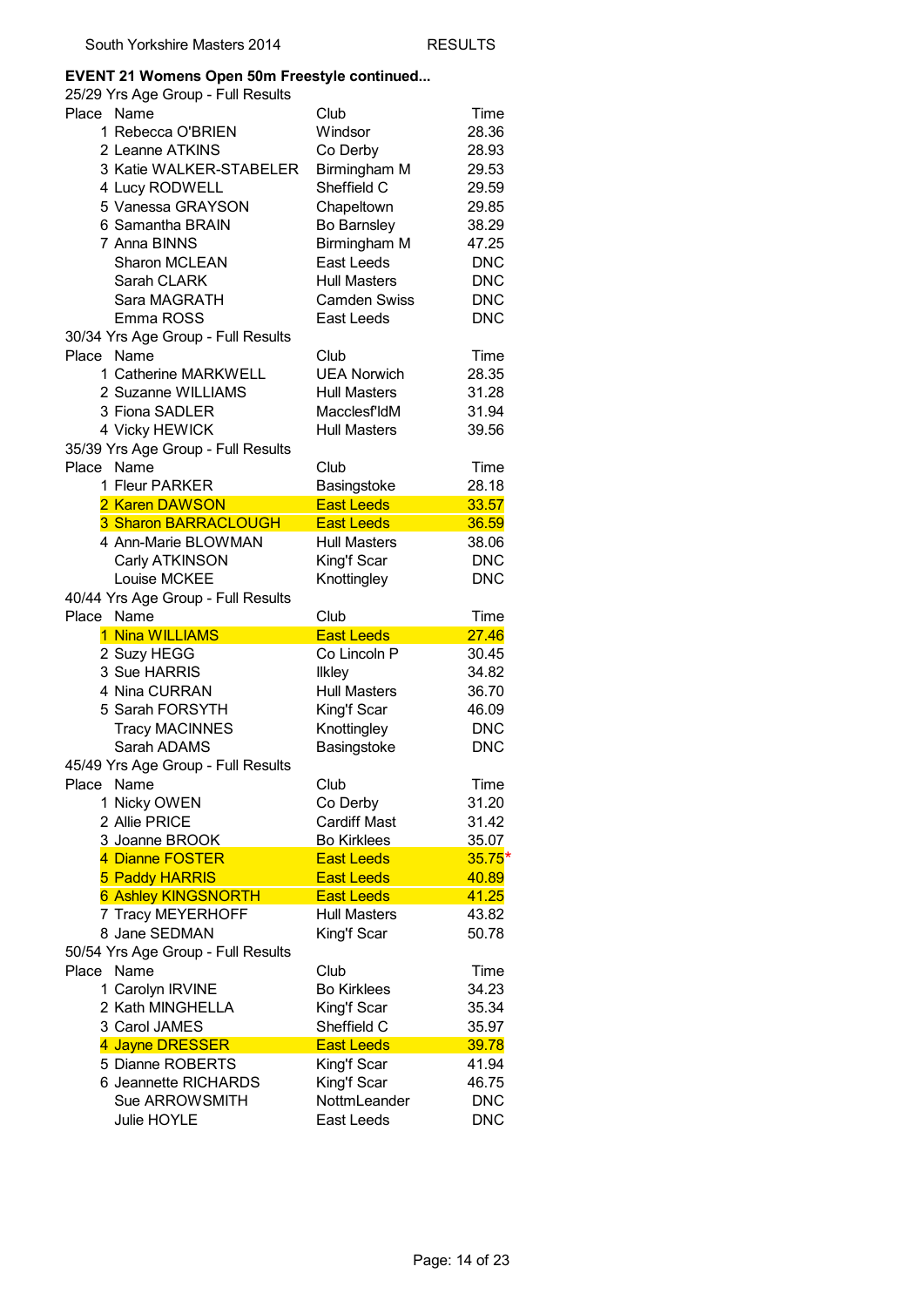## EVENT 21 Womens Open 50m Freestyle continued...

25/29 Yrs Age Group - Full Results

| Place | Name | Club | Time |
|---|---|---|---|
| 1 | Rebecca O'BRIEN | Windsor | 28.36 |
| 2 | Leanne ATKINS | Co Derby | 28.93 |
| 3 | Katie WALKER-STABELER | Birmingham M | 29.53 |
| 4 | Lucy RODWELL | Sheffield C | 29.59 |
| 5 | Vanessa GRAYSON | Chapeltown | 29.85 |
| 6 | Samantha BRAIN | Bo Barnsley | 38.29 |
| 7 | Anna BINNS | Birmingham M | 47.25 |
| | Sharon MCLEAN | East Leeds | DNC |
| | Sarah CLARK | Hull Masters | DNC |
| | Sara MAGRATH | Camden Swiss | DNC |
| | Emma ROSS | East Leeds | DNC |

30/34 Yrs Age Group - Full Results

| Place | Name | Club | Time |
|---|---|---|---|
| 1 | Catherine MARKWELL | UEA Norwich | 28.35 |
| 2 | Suzanne WILLIAMS | Hull Masters | 31.28 |
| 3 | Fiona SADLER | Macclesf'ldM | 31.94 |
| 4 | Vicky HEWICK | Hull Masters | 39.56 |

35/39 Yrs Age Group - Full Results

| Place | Name | Club | Time |
|---|---|---|---|
| 1 | Fleur PARKER | Basingstoke | 28.18 |
| 2 | Karen DAWSON | East Leeds | 33.57 |
| 3 | Sharon BARRACLOUGH | East Leeds | 36.59 |
| 4 | Ann-Marie BLOWMAN | Hull Masters | 38.06 |
| | Carly ATKINSON | King'f Scar | DNC |
| | Louise MCKEE | Knottingley | DNC |

40/44 Yrs Age Group - Full Results

| Place | Name | Club | Time |
|---|---|---|---|
| 1 | Nina WILLIAMS | East Leeds | 27.46 |
| 2 | Suzy HEGG | Co Lincoln P | 30.45 |
| 3 | Sue HARRIS | Ilkley | 34.82 |
| 4 | Nina CURRAN | Hull Masters | 36.70 |
| 5 | Sarah FORSYTH | King'f Scar | 46.09 |
| | Tracy MACINNES | Knottingley | DNC |
| | Sarah ADAMS | Basingstoke | DNC |

45/49 Yrs Age Group - Full Results

| Place | Name | Club | Time |
|---|---|---|---|
| 1 | Nicky OWEN | Co Derby | 31.20 |
| 2 | Allie PRICE | Cardiff Mast | 31.42 |
| 3 | Joanne BROOK | Bo Kirklees | 35.07 |
| 4 | Dianne FOSTER | East Leeds | 35.75* |
| 5 | Paddy HARRIS | East Leeds | 40.89 |
| 6 | Ashley KINGSNORTH | East Leeds | 41.25 |
| 7 | Tracy MEYERHOFF | Hull Masters | 43.82 |
| 8 | Jane SEDMAN | King'f Scar | 50.78 |

50/54 Yrs Age Group - Full Results

| Place | Name | Club | Time |
|---|---|---|---|
| 1 | Carolyn IRVINE | Bo Kirklees | 34.23 |
| 2 | Kath MINGHELLA | King'f Scar | 35.34 |
| 3 | Carol JAMES | Sheffield C | 35.97 |
| 4 | Jayne DRESSER | East Leeds | 39.78 |
| 5 | Dianne ROBERTS | King'f Scar | 41.94 |
| 6 | Jeannette RICHARDS | King'f Scar | 46.75 |
| | Sue ARROWSMITH | NottmLeander | DNC |
| | Julie HOYLE | East Leeds | DNC |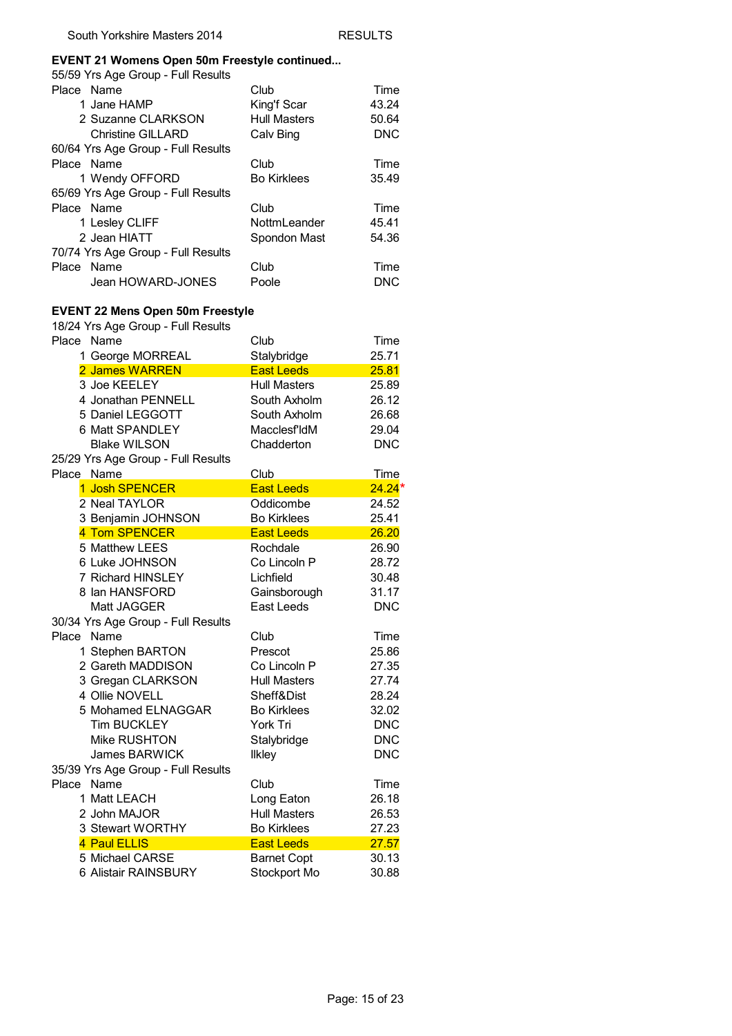### EVENT 21 Womens Open 50m Freestyle continued...

55/59 Yrs Age Group - Full Results

| Place | Name | Club | Time |
|---|---|---|---|
| 1 | Jane HAMP | King'f Scar | 43.24 |
| 2 | Suzanne CLARKSON | Hull Masters | 50.64 |
| | Christine GILLARD | Calv Bing | DNC |

60/64 Yrs Age Group - Full Results

| Place | Name | Club | Time |
|---|---|---|---|
| 1 | Wendy OFFORD | Bo Kirklees | 35.49 |

65/69 Yrs Age Group - Full Results

| Place | Name | Club | Time |
|---|---|---|---|
| 1 | Lesley CLIFF | NottmLeander | 45.41 |
| 2 | Jean HIATT | Spondon Mast | 54.36 |

70/74 Yrs Age Group - Full Results

| Place | Name | Club | Time |
|---|---|---|---|
| | Jean HOWARD-JONES | Poole | DNC |

### EVENT 22 Mens Open 50m Freestyle

18/24 Yrs Age Group - Full Results

| Place | Name | Club | Time |
|---|---|---|---|
| 1 | George MORREAL | Stalybridge | 25.71 |
| 2 | James WARREN | East Leeds | 25.81 |
| 3 | Joe KEELEY | Hull Masters | 25.89 |
| 4 | Jonathan PENNELL | South Axholm | 26.12 |
| 5 | Daniel LEGGOTT | South Axholm | 26.68 |
| 6 | Matt SPANDLEY | Macclesf'ldM | 29.04 |
| | Blake WILSON | Chadderton | DNC |

25/29 Yrs Age Group - Full Results

| Place | Name | Club | Time |
|---|---|---|---|
| 1 | Josh SPENCER | East Leeds | 24.24* |
| 2 | Neal TAYLOR | Oddicombe | 24.52 |
| 3 | Benjamin JOHNSON | Bo Kirklees | 25.41 |
| 4 | Tom SPENCER | East Leeds | 26.20 |
| 5 | Matthew LEES | Rochdale | 26.90 |
| 6 | Luke JOHNSON | Co Lincoln P | 28.72 |
| 7 | Richard HINSLEY | Lichfield | 30.48 |
| 8 | Ian HANSFORD | Gainsborough | 31.17 |
| | Matt JAGGER | East Leeds | DNC |

30/34 Yrs Age Group - Full Results

| Place | Name | Club | Time |
|---|---|---|---|
| 1 | Stephen BARTON | Prescot | 25.86 |
| 2 | Gareth MADDISON | Co Lincoln P | 27.35 |
| 3 | Gregan CLARKSON | Hull Masters | 27.74 |
| 4 | Ollie NOVELL | Sheff&Dist | 28.24 |
| 5 | Mohamed ELNAGGAR | Bo Kirklees | 32.02 |
| | Tim BUCKLEY | York Tri | DNC |
| | Mike RUSHTON | Stalybridge | DNC |
| | James BARWICK | Ilkley | DNC |

35/39 Yrs Age Group - Full Results

| Place | Name | Club | Time |
|---|---|---|---|
| 1 | Matt LEACH | Long Eaton | 26.18 |
| 2 | John MAJOR | Hull Masters | 26.53 |
| 3 | Stewart WORTHY | Bo Kirklees | 27.23 |
| 4 | Paul ELLIS | East Leeds | 27.57 |
| 5 | Michael CARSE | Barnet Copt | 30.13 |
| 6 | Alistair RAINSBURY | Stockport Mo | 30.88 |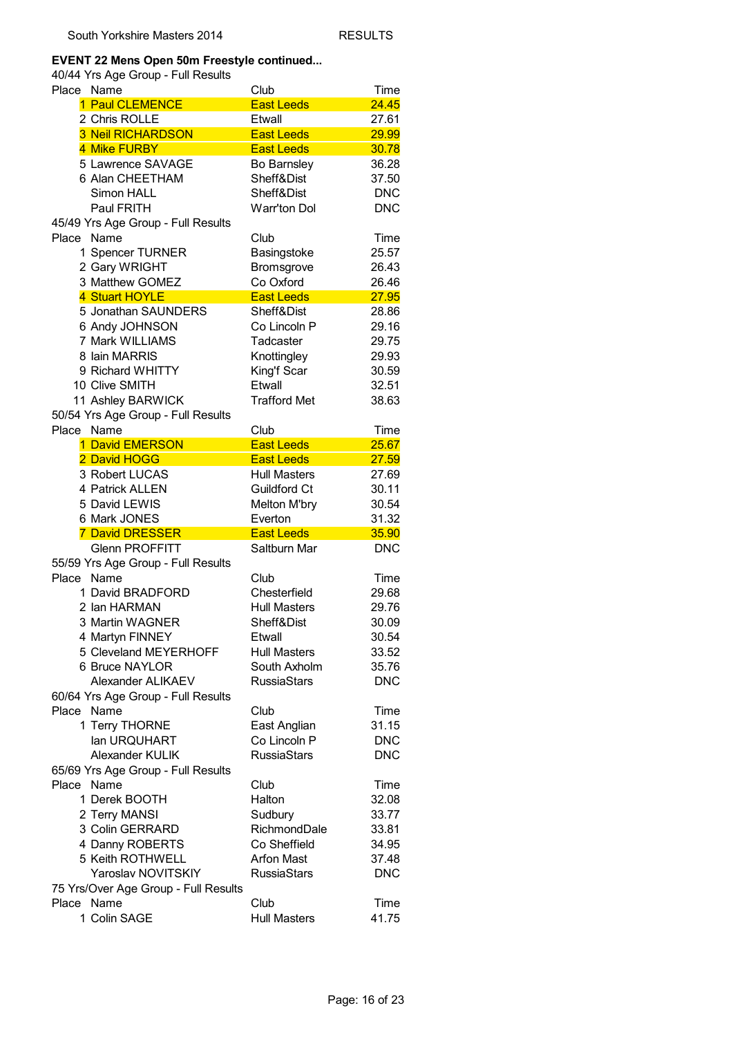South Yorkshire Masters 2014 RESULTS

**EVENT 22 Mens Open 50m Freestyle continued...**

40/44 Yrs Age Group - Full Results

| Place | Name | Club | Time |
|---|---|---|---|
| 1 | Paul CLEMENCE | East Leeds | 24.45 |
| 2 | Chris ROLLE | Etwall | 27.61 |
| 3 | Neil RICHARDSON | East Leeds | 29.99 |
| 4 | Mike FURBY | East Leeds | 30.78 |
| 5 | Lawrence SAVAGE | Bo Barnsley | 36.28 |
| 6 | Alan CHEETHAM | Sheff&Dist | 37.50 |
| | Simon HALL | Sheff&Dist | DNC |
| | Paul FRITH | Warr'ton Dol | DNC |

45/49 Yrs Age Group - Full Results

| Place | Name | Club | Time |
|---|---|---|---|
| 1 | Spencer TURNER | Basingstoke | 25.57 |
| 2 | Gary WRIGHT | Bromsgrove | 26.43 |
| 3 | Matthew GOMEZ | Co Oxford | 26.46 |
| 4 | Stuart HOYLE | East Leeds | 27.95 |
| 5 | Jonathan SAUNDERS | Sheff&Dist | 28.86 |
| 6 | Andy JOHNSON | Co Lincoln P | 29.16 |
| 7 | Mark WILLIAMS | Tadcaster | 29.75 |
| 8 | Iain MARRIS | Knottingley | 29.93 |
| 9 | Richard WHITTY | King'f Scar | 30.59 |
| 10 | Clive SMITH | Etwall | 32.51 |
| 11 | Ashley BARWICK | Trafford Met | 38.63 |

50/54 Yrs Age Group - Full Results

| Place | Name | Club | Time |
|---|---|---|---|
| 1 | David EMERSON | East Leeds | 25.67 |
| 2 | David HOGG | East Leeds | 27.59 |
| 3 | Robert LUCAS | Hull Masters | 27.69 |
| 4 | Patrick ALLEN | Guildford Ct | 30.11 |
| 5 | David LEWIS | Melton M'bry | 30.54 |
| 6 | Mark JONES | Everton | 31.32 |
| 7 | David DRESSER | East Leeds | 35.90 |
| | Glenn PROFFITT | Saltburn Mar | DNC |

55/59 Yrs Age Group - Full Results

| Place | Name | Club | Time |
|---|---|---|---|
| 1 | David BRADFORD | Chesterfield | 29.68 |
| 2 | Ian HARMAN | Hull Masters | 29.76 |
| 3 | Martin WAGNER | Sheff&Dist | 30.09 |
| 4 | Martyn FINNEY | Etwall | 30.54 |
| 5 | Cleveland MEYERHOFF | Hull Masters | 33.52 |
| 6 | Bruce NAYLOR | South Axholm | 35.76 |
| | Alexander ALIKAEV | RussiaStars | DNC |

60/64 Yrs Age Group - Full Results

| Place | Name | Club | Time |
|---|---|---|---|
| 1 | Terry THORNE | East Anglian | 31.15 |
| | Ian URQUHART | Co Lincoln P | DNC |
| | Alexander KULIK | RussiaStars | DNC |

65/69 Yrs Age Group - Full Results

| Place | Name | Club | Time |
|---|---|---|---|
| 1 | Derek BOOTH | Halton | 32.08 |
| 2 | Terry MANSI | Sudbury | 33.77 |
| 3 | Colin GERRARD | RichmondDale | 33.81 |
| 4 | Danny ROBERTS | Co Sheffield | 34.95 |
| 5 | Keith ROTHWELL | Arfon Mast | 37.48 |
| | Yaroslav NOVITSKIY | RussiaStars | DNC |

75 Yrs/Over Age Group - Full Results

| Place | Name | Club | Time |
|---|---|---|---|
| 1 | Colin SAGE | Hull Masters | 41.75 |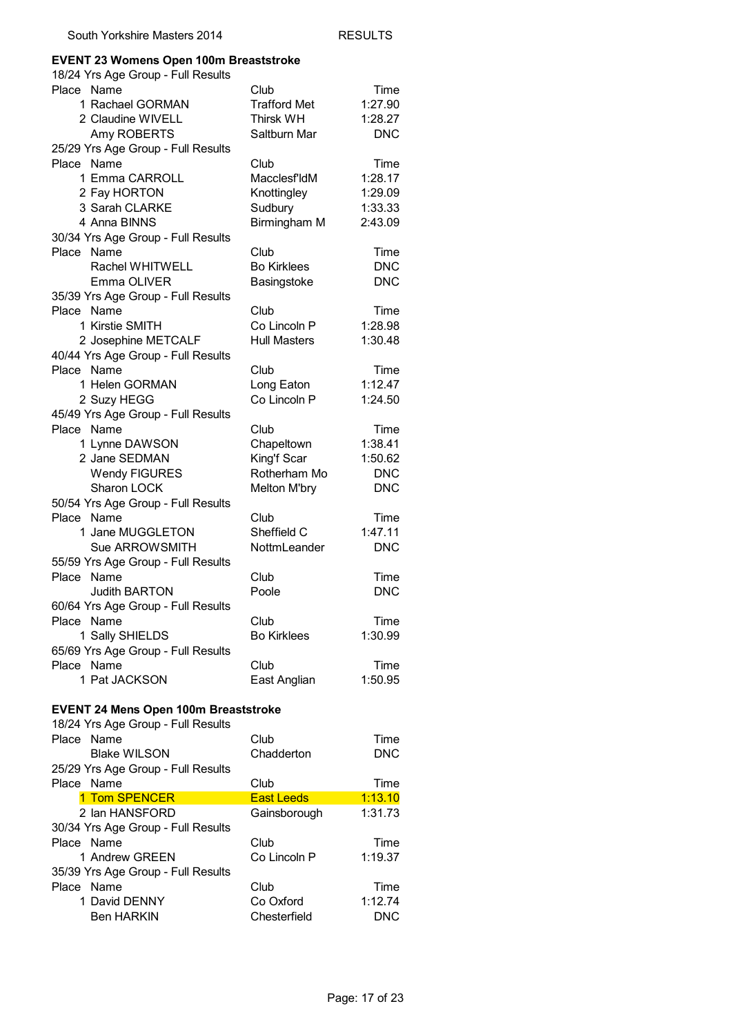## EVENT 23 Womens Open 100m Breaststroke

18/24 Yrs Age Group - Full Results

| Place | Name | Club | Time |
|---|---|---|---|
| 1 | Rachael GORMAN | Trafford Met | 1:27.90 |
| 2 | Claudine WIVELL | Thirsk WH | 1:28.27 |
| | Amy ROBERTS | Saltburn Mar | DNC |

25/29 Yrs Age Group - Full Results

| Place | Name | Club | Time |
|---|---|---|---|
| 1 | Emma CARROLL | Macclesf'ldM | 1:28.17 |
| 2 | Fay HORTON | Knottingley | 1:29.09 |
| 3 | Sarah CLARKE | Sudbury | 1:33.33 |
| 4 | Anna BINNS | Birmingham M | 2:43.09 |

30/34 Yrs Age Group - Full Results

| Place | Name | Club | Time |
|---|---|---|---|
| | Rachel WHITWELL | Bo Kirklees | DNC |
| | Emma OLIVER | Basingstoke | DNC |

35/39 Yrs Age Group - Full Results

| Place | Name | Club | Time |
|---|---|---|---|
| 1 | Kirstie SMITH | Co Lincoln P | 1:28.98 |
| 2 | Josephine METCALF | Hull Masters | 1:30.48 |

40/44 Yrs Age Group - Full Results

| Place | Name | Club | Time |
|---|---|---|---|
| 1 | Helen GORMAN | Long Eaton | 1:12.47 |
| 2 | Suzy HEGG | Co Lincoln P | 1:24.50 |

45/49 Yrs Age Group - Full Results

| Place | Name | Club | Time |
|---|---|---|---|
| 1 | Lynne DAWSON | Chapeltown | 1:38.41 |
| 2 | Jane SEDMAN | King'f Scar | 1:50.62 |
| | Wendy FIGURES | Rotherham Mo | DNC |
| | Sharon LOCK | Melton M'bry | DNC |

50/54 Yrs Age Group - Full Results

| Place | Name | Club | Time |
|---|---|---|---|
| 1 | Jane MUGGLETON | Sheffield C | 1:47.11 |
| | Sue ARROWSMITH | NottmLeander | DNC |

55/59 Yrs Age Group - Full Results

| Place | Name | Club | Time |
|---|---|---|---|
| | Judith BARTON | Poole | DNC |

60/64 Yrs Age Group - Full Results

| Place | Name | Club | Time |
|---|---|---|---|
| 1 | Sally SHIELDS | Bo Kirklees | 1:30.99 |

65/69 Yrs Age Group - Full Results

| Place | Name | Club | Time |
|---|---|---|---|
| 1 | Pat JACKSON | East Anglian | 1:50.95 |

## EVENT 24 Mens Open 100m Breaststroke

18/24 Yrs Age Group - Full Results

| Place | Name | Club | Time |
|---|---|---|---|
| | Blake WILSON | Chadderton | DNC |

25/29 Yrs Age Group - Full Results

| Place | Name | Club | Time |
|---|---|---|---|
| 1 | Tom SPENCER | East Leeds | 1:13.10 |
| 2 | Ian HANSFORD | Gainsborough | 1:31.73 |

30/34 Yrs Age Group - Full Results

| Place | Name | Club | Time |
|---|---|---|---|
| 1 | Andrew GREEN | Co Lincoln P | 1:19.37 |

35/39 Yrs Age Group - Full Results

| Place | Name | Club | Time |
|---|---|---|---|
| 1 | David DENNY | Co Oxford | 1:12.74 |
| | Ben HARKIN | Chesterfield | DNC |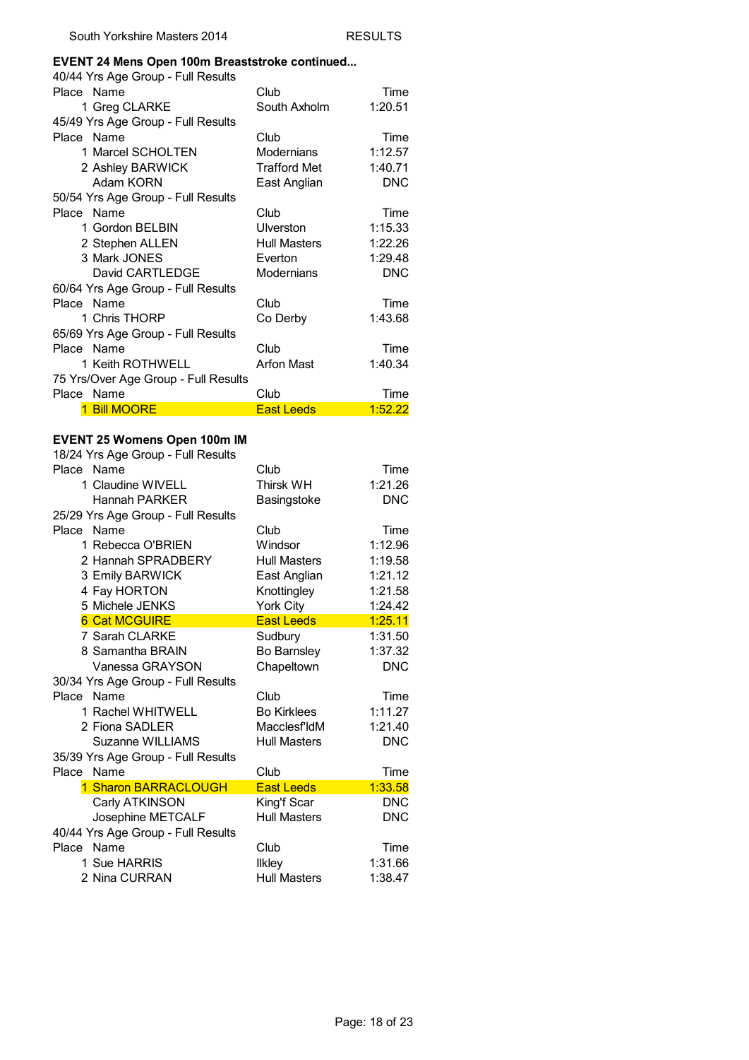### EVENT 24 Mens Open 100m Breaststroke continued...

40/44 Yrs Age Group - Full Results

| Place | Name | Club | Time |
|---|---|---|---|
| 1 | Greg CLARKE | South Axholm | 1:20.51 |

45/49 Yrs Age Group - Full Results

| Place | Name | Club | Time |
|---|---|---|---|
| 1 | Marcel SCHOLTEN | Modernians | 1:12.57 |
| 2 | Ashley BARWICK | Trafford Met | 1:40.71 |
| | Adam KORN | East Anglian | DNC |

50/54 Yrs Age Group - Full Results

| Place | Name | Club | Time |
|---|---|---|---|
| 1 | Gordon BELBIN | Ulverston | 1:15.33 |
| 2 | Stephen ALLEN | Hull Masters | 1:22.26 |
| 3 | Mark JONES | Everton | 1:29.48 |
| | David CARTLEDGE | Modernians | DNC |

60/64 Yrs Age Group - Full Results

| Place | Name | Club | Time |
|---|---|---|---|
| 1 | Chris THORP | Co Derby | 1:43.68 |

65/69 Yrs Age Group - Full Results

| Place | Name | Club | Time |
|---|---|---|---|
| 1 | Keith ROTHWELL | Arfon Mast | 1:40.34 |

75 Yrs/Over Age Group - Full Results

| Place | Name | Club | Time |
|---|---|---|---|
| 1 | Bill MOORE | East Leeds | 1:52.22 |

### EVENT 25 Womens Open 100m IM

18/24 Yrs Age Group - Full Results

| Place | Name | Club | Time |
|---|---|---|---|
| 1 | Claudine WIVELL | Thirsk WH | 1:21.26 |
| | Hannah PARKER | Basingstoke | DNC |

25/29 Yrs Age Group - Full Results

| Place | Name | Club | Time |
|---|---|---|---|
| 1 | Rebecca O'BRIEN | Windsor | 1:12.96 |
| 2 | Hannah SPRADBERY | Hull Masters | 1:19.58 |
| 3 | Emily BARWICK | East Anglian | 1:21.12 |
| 4 | Fay HORTON | Knottingley | 1:21.58 |
| 5 | Michele JENKS | York City | 1:24.42 |
| 6 | Cat MCGUIRE | East Leeds | 1:25.11 |
| 7 | Sarah CLARKE | Sudbury | 1:31.50 |
| 8 | Samantha BRAIN | Bo Barnsley | 1:37.32 |
| | Vanessa GRAYSON | Chapeltown | DNC |

30/34 Yrs Age Group - Full Results

| Place | Name | Club | Time |
|---|---|---|---|
| 1 | Rachel WHITWELL | Bo Kirklees | 1:11.27 |
| 2 | Fiona SADLER | Macclesf'ldM | 1:21.40 |
| | Suzanne WILLIAMS | Hull Masters | DNC |

35/39 Yrs Age Group - Full Results

| Place | Name | Club | Time |
|---|---|---|---|
| 1 | Sharon BARRACLOUGH | East Leeds | 1:33.58 |
| | Carly ATKINSON | King'f Scar | DNC |
| | Josephine METCALF | Hull Masters | DNC |

40/44 Yrs Age Group - Full Results

| Place | Name | Club | Time |
|---|---|---|---|
| 1 | Sue HARRIS | Ilkley | 1:31.66 |
| 2 | Nina CURRAN | Hull Masters | 1:38.47 |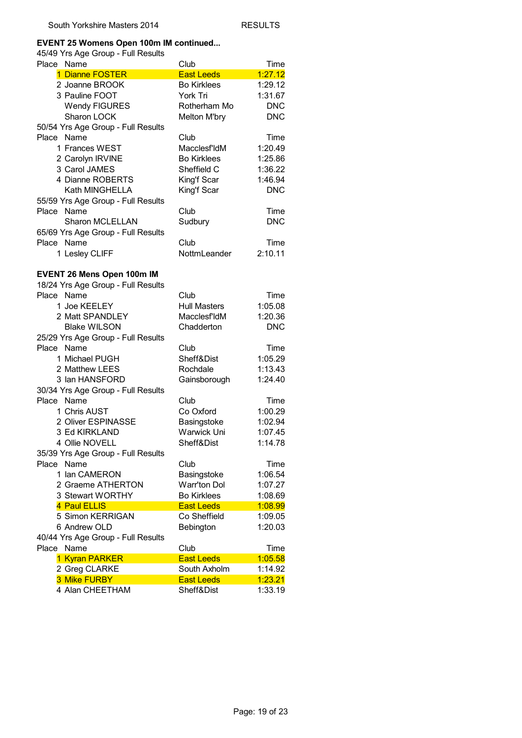South Yorkshire Masters 2014 RESULTS

**EVENT 25 Womens Open 100m IM continued...**

45/49 Yrs Age Group - Full Results

| Place | Name | Club | Time |
|---|---|---|---|
| 1 | Dianne FOSTER | East Leeds | 1:27.12 |
| 2 | Joanne BROOK | Bo Kirklees | 1:29.12 |
| 3 | Pauline FOOT | York Tri | 1:31.67 |
| | Wendy FIGURES | Rotherham Mo | DNC |
| | Sharon LOCK | Melton M'bry | DNC |

50/54 Yrs Age Group - Full Results

| Place | Name | Club | Time |
|---|---|---|---|
| 1 | Frances WEST | Macclesf'ldM | 1:20.49 |
| 2 | Carolyn IRVINE | Bo Kirklees | 1:25.86 |
| 3 | Carol JAMES | Sheffield C | 1:36.22 |
| 4 | Dianne ROBERTS | King'f Scar | 1:46.94 |
| | Kath MINGHELLA | King'f Scar | DNC |

55/59 Yrs Age Group - Full Results

| Place | Name | Club | Time |
|---|---|---|---|
| | Sharon MCLELLAN | Sudbury | DNC |

65/69 Yrs Age Group - Full Results

| Place | Name | Club | Time |
|---|---|---|---|
| 1 | Lesley CLIFF | NottmLeander | 2:10.11 |

**EVENT 26 Mens Open 100m IM**

18/24 Yrs Age Group - Full Results

| Place | Name | Club | Time |
|---|---|---|---|
| 1 | Joe KEELEY | Hull Masters | 1:05.08 |
| 2 | Matt SPANDLEY | Macclesf'ldM | 1:20.36 |
| | Blake WILSON | Chadderton | DNC |

25/29 Yrs Age Group - Full Results

| Place | Name | Club | Time |
|---|---|---|---|
| 1 | Michael PUGH | Sheff&Dist | 1:05.29 |
| 2 | Matthew LEES | Rochdale | 1:13.43 |
| 3 | Ian HANSFORD | Gainsborough | 1:24.40 |

30/34 Yrs Age Group - Full Results

| Place | Name | Club | Time |
|---|---|---|---|
| 1 | Chris AUST | Co Oxford | 1:00.29 |
| 2 | Oliver ESPINASSE | Basingstoke | 1:02.94 |
| 3 | Ed KIRKLAND | Warwick Uni | 1:07.45 |
| 4 | Ollie NOVELL | Sheff&Dist | 1:14.78 |

35/39 Yrs Age Group - Full Results

| Place | Name | Club | Time |
|---|---|---|---|
| 1 | Ian CAMERON | Basingstoke | 1:06.54 |
| 2 | Graeme ATHERTON | Warr'ton Dol | 1:07.27 |
| 3 | Stewart WORTHY | Bo Kirklees | 1:08.69 |
| 4 | Paul ELLIS | East Leeds | 1:08.99 |
| 5 | Simon KERRIGAN | Co Sheffield | 1:09.05 |
| 6 | Andrew OLD | Bebington | 1:20.03 |

40/44 Yrs Age Group - Full Results

| Place | Name | Club | Time |
|---|---|---|---|
| 1 | Kyran PARKER | East Leeds | 1:05.58 |
| 2 | Greg CLARKE | South Axholm | 1:14.92 |
| 3 | Mike FURBY | East Leeds | 1:23.21 |
| 4 | Alan CHEETHAM | Sheff&Dist | 1:33.19 |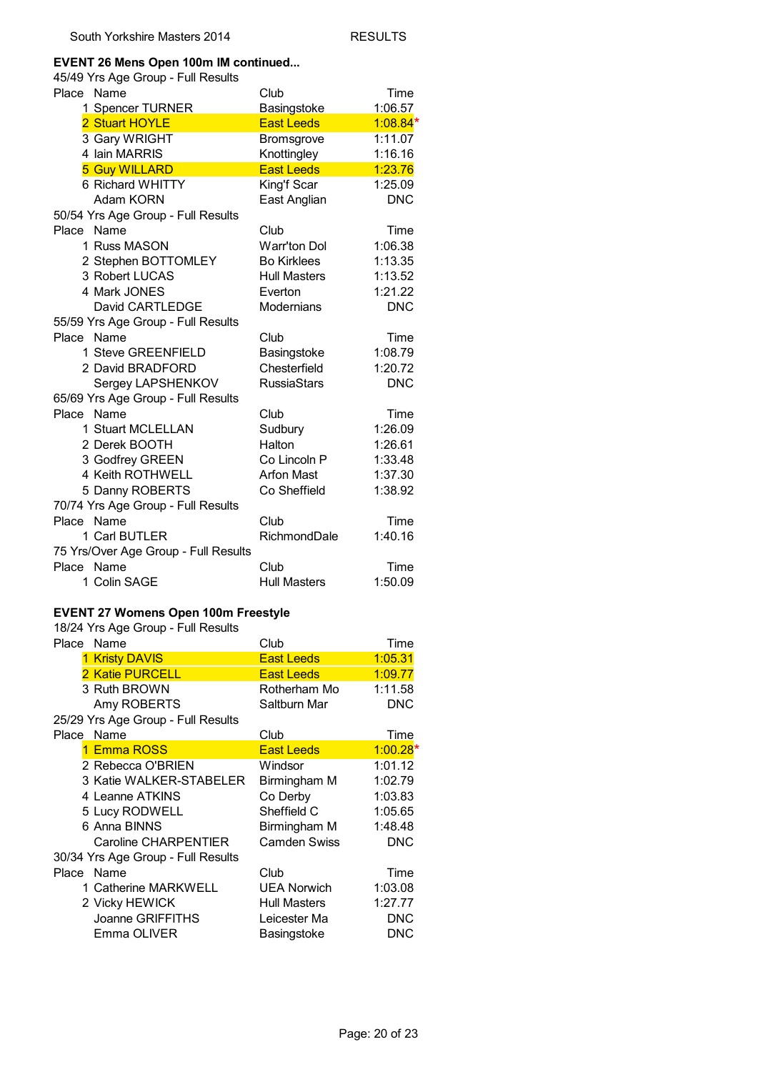**EVENT 26 Mens Open 100m IM continued...**

45/49 Yrs Age Group - Full Results

| Place | Name | Club | Time |
|---|---|---|---|
| 1 | Spencer TURNER | Basingstoke | 1:06.57 |
| 2 | Stuart HOYLE | East Leeds | 1:08.84* |
| 3 | Gary WRIGHT | Bromsgrove | 1:11.07 |
| 4 | Iain MARRIS | Knottingley | 1:16.16 |
| 5 | Guy WILLARD | East Leeds | 1:23.76 |
| 6 | Richard WHITTY | King'f Scar | 1:25.09 |
| | Adam KORN | East Anglian | DNC |

50/54 Yrs Age Group - Full Results

| Place | Name | Club | Time |
|---|---|---|---|
| 1 | Russ MASON | Warr'ton Dol | 1:06.38 |
| 2 | Stephen BOTTOMLEY | Bo Kirklees | 1:13.35 |
| 3 | Robert LUCAS | Hull Masters | 1:13.52 |
| 4 | Mark JONES | Everton | 1:21.22 |
| | David CARTLEDGE | Modernians | DNC |

55/59 Yrs Age Group - Full Results

| Place | Name | Club | Time |
|---|---|---|---|
| 1 | Steve GREENFIELD | Basingstoke | 1:08.79 |
| 2 | David BRADFORD | Chesterfield | 1:20.72 |
| | Sergey LAPSHENKOV | RussiaStars | DNC |

65/69 Yrs Age Group - Full Results

| Place | Name | Club | Time |
|---|---|---|---|
| 1 | Stuart MCLELLAN | Sudbury | 1:26.09 |
| 2 | Derek BOOTH | Halton | 1:26.61 |
| 3 | Godfrey GREEN | Co Lincoln P | 1:33.48 |
| 4 | Keith ROTHWELL | Arfon Mast | 1:37.30 |
| 5 | Danny ROBERTS | Co Sheffield | 1:38.92 |

70/74 Yrs Age Group - Full Results

| Place | Name | Club | Time |
|---|---|---|---|
| 1 | Carl BUTLER | RichmondDale | 1:40.16 |

75 Yrs/Over Age Group - Full Results

| Place | Name | Club | Time |
|---|---|---|---|
| 1 | Colin SAGE | Hull Masters | 1:50.09 |

**EVENT 27 Womens Open 100m Freestyle**

18/24 Yrs Age Group - Full Results

| Place | Name | Club | Time |
|---|---|---|---|
| 1 | Kristy DAVIS | East Leeds | 1:05.31 |
| 2 | Katie PURCELL | East Leeds | 1:09.77 |
| 3 | Ruth BROWN | Rotherham Mo | 1:11.58 |
| | Amy ROBERTS | Saltburn Mar | DNC |

25/29 Yrs Age Group - Full Results

| Place | Name | Club | Time |
|---|---|---|---|
| 1 | Emma ROSS | East Leeds | 1:00.28* |
| 2 | Rebecca O'BRIEN | Windsor | 1:01.12 |
| 3 | Katie WALKER-STABELER | Birmingham M | 1:02.79 |
| 4 | Leanne ATKINS | Co Derby | 1:03.83 |
| 5 | Lucy RODWELL | Sheffield C | 1:05.65 |
| 6 | Anna BINNS | Birmingham M | 1:48.48 |
| | Caroline CHARPENTIER | Camden Swiss | DNC |

30/34 Yrs Age Group - Full Results

| Place | Name | Club | Time |
|---|---|---|---|
| 1 | Catherine MARKWELL | UEA Norwich | 1:03.08 |
| 2 | Vicky HEWICK | Hull Masters | 1:27.77 |
| | Joanne GRIFFITHS | Leicester Ma | DNC |
| | Emma OLIVER | Basingstoke | DNC |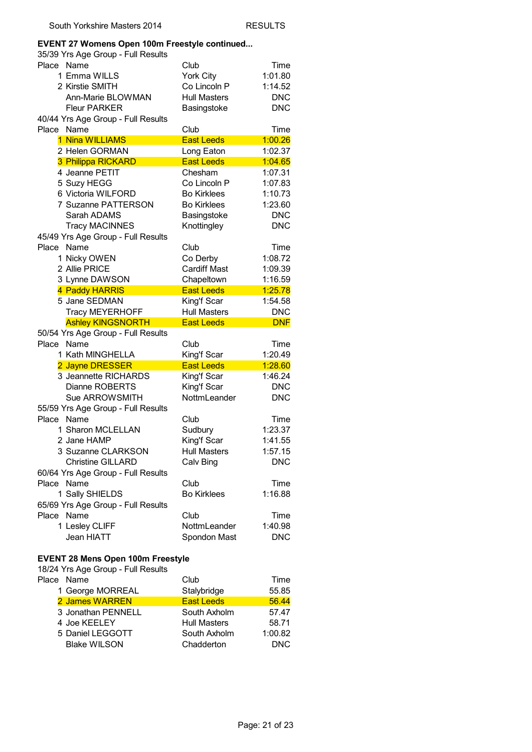## EVENT 27 Womens Open 100m Freestyle continued...

35/39 Yrs Age Group - Full Results

| Place | Name | Club | Time |
|---|---|---|---|
| 1 | Emma WILLS | York City | 1:01.80 |
| 2 | Kirstie SMITH | Co Lincoln P | 1:14.52 |
| | Ann-Marie BLOWMAN | Hull Masters | DNC |
| | Fleur PARKER | Basingstoke | DNC |

40/44 Yrs Age Group - Full Results

| Place | Name | Club | Time |
|---|---|---|---|
| 1 | Nina WILLIAMS | East Leeds | 1:00.26 |
| 2 | Helen GORMAN | Long Eaton | 1:02.37 |
| 3 | Philippa RICKARD | East Leeds | 1:04.65 |
| 4 | Jeanne PETIT | Chesham | 1:07.31 |
| 5 | Suzy HEGG | Co Lincoln P | 1:07.83 |
| 6 | Victoria WILFORD | Bo Kirklees | 1:10.73 |
| 7 | Suzanne PATTERSON | Bo Kirklees | 1:23.60 |
| | Sarah ADAMS | Basingstoke | DNC |
| | Tracy MACINNES | Knottingley | DNC |

45/49 Yrs Age Group - Full Results

| Place | Name | Club | Time |
|---|---|---|---|
| 1 | Nicky OWEN | Co Derby | 1:08.72 |
| 2 | Allie PRICE | Cardiff Mast | 1:09.39 |
| 3 | Lynne DAWSON | Chapeltown | 1:16.59 |
| 4 | Paddy HARRIS | East Leeds | 1:25.78 |
| 5 | Jane SEDMAN | King'f Scar | 1:54.58 |
| | Tracy MEYERHOFF | Hull Masters | DNC |
| | Ashley KINGSNORTH | East Leeds | DNF |

50/54 Yrs Age Group - Full Results

| Place | Name | Club | Time |
|---|---|---|---|
| 1 | Kath MINGHELLA | King'f Scar | 1:20.49 |
| 2 | Jayne DRESSER | East Leeds | 1:28.60 |
| 3 | Jeannette RICHARDS | King'f Scar | 1:46.24 |
| | Dianne ROBERTS | King'f Scar | DNC |
| | Sue ARROWSMITH | NottmLeander | DNC |

55/59 Yrs Age Group - Full Results

| Place | Name | Club | Time |
|---|---|---|---|
| 1 | Sharon MCLELLAN | Sudbury | 1:23.37 |
| 2 | Jane HAMP | King'f Scar | 1:41.55 |
| 3 | Suzanne CLARKSON | Hull Masters | 1:57.15 |
| | Christine GILLARD | Calv Bing | DNC |

60/64 Yrs Age Group - Full Results

| Place | Name | Club | Time |
|---|---|---|---|
| 1 | Sally SHIELDS | Bo Kirklees | 1:16.88 |

65/69 Yrs Age Group - Full Results

| Place | Name | Club | Time |
|---|---|---|---|
| 1 | Lesley CLIFF | NottmLeander | 1:40.98 |
| | Jean HIATT | Spondon Mast | DNC |

## EVENT 28 Mens Open 100m Freestyle

18/24 Yrs Age Group - Full Results

| Place | Name | Club | Time |
|---|---|---|---|
| 1 | George MORREAL | Stalybridge | 55.85 |
| 2 | James WARREN | East Leeds | 56.44 |
| 3 | Jonathan PENNELL | South Axholm | 57.47 |
| 4 | Joe KEELEY | Hull Masters | 58.71 |
| 5 | Daniel LEGGOTT | South Axholm | 1:00.82 |
| | Blake WILSON | Chadderton | DNC |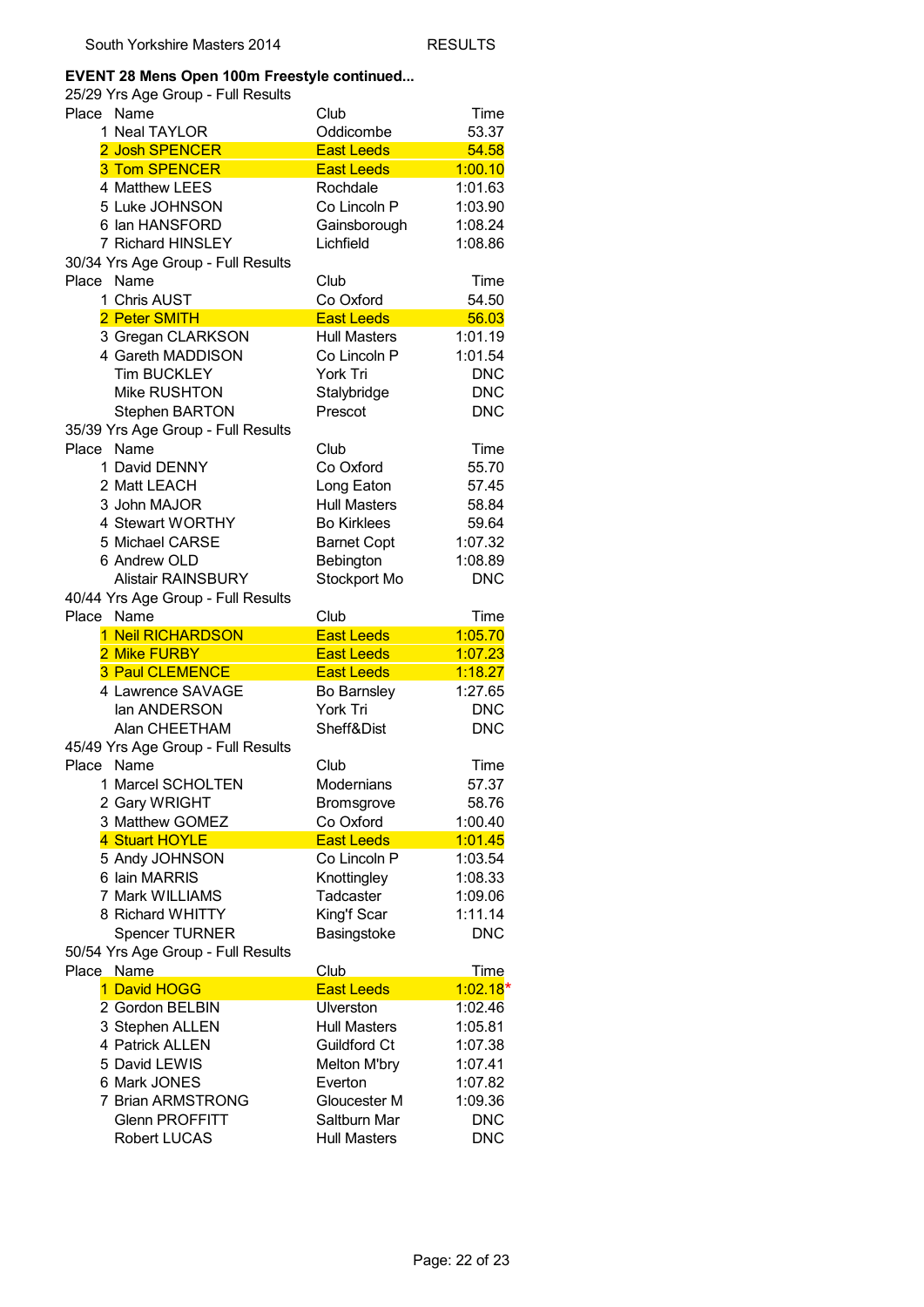**EVENT 28 Mens Open 100m Freestyle continued...**

25/29 Yrs Age Group - Full Results

| Place | Name | Club | Time |
|---|---|---|---|
| 1 | Neal TAYLOR | Oddicombe | 53.37 |
| 2 | Josh SPENCER | East Leeds | 54.58 |
| 3 | Tom SPENCER | East Leeds | 1:00.10 |
| 4 | Matthew LEES | Rochdale | 1:01.63 |
| 5 | Luke JOHNSON | Co Lincoln P | 1:03.90 |
| 6 | Ian HANSFORD | Gainsborough | 1:08.24 |
| 7 | Richard HINSLEY | Lichfield | 1:08.86 |

30/34 Yrs Age Group - Full Results

| Place | Name | Club | Time |
|---|---|---|---|
| 1 | Chris AUST | Co Oxford | 54.50 |
| 2 | Peter SMITH | East Leeds | 56.03 |
| 3 | Gregan CLARKSON | Hull Masters | 1:01.19 |
| 4 | Gareth MADDISON | Co Lincoln P | 1:01.54 |
| | Tim BUCKLEY | York Tri | DNC |
| | Mike RUSHTON | Stalybridge | DNC |
| | Stephen BARTON | Prescot | DNC |

35/39 Yrs Age Group - Full Results

| Place | Name | Club | Time |
|---|---|---|---|
| 1 | David DENNY | Co Oxford | 55.70 |
| 2 | Matt LEACH | Long Eaton | 57.45 |
| 3 | John MAJOR | Hull Masters | 58.84 |
| 4 | Stewart WORTHY | Bo Kirklees | 59.64 |
| 5 | Michael CARSE | Barnet Copt | 1:07.32 |
| 6 | Andrew OLD | Bebington | 1:08.89 |
| | Alistair RAINSBURY | Stockport Mo | DNC |

40/44 Yrs Age Group - Full Results

| Place | Name | Club | Time |
|---|---|---|---|
| 1 | Neil RICHARDSON | East Leeds | 1:05.70 |
| 2 | Mike FURBY | East Leeds | 1:07.23 |
| 3 | Paul CLEMENCE | East Leeds | 1:18.27 |
| 4 | Lawrence SAVAGE | Bo Barnsley | 1:27.65 |
| | Ian ANDERSON | York Tri | DNC |
| | Alan CHEETHAM | Sheff&Dist | DNC |

45/49 Yrs Age Group - Full Results

| Place | Name | Club | Time |
|---|---|---|---|
| 1 | Marcel SCHOLTEN | Modernians | 57.37 |
| 2 | Gary WRIGHT | Bromsgrove | 58.76 |
| 3 | Matthew GOMEZ | Co Oxford | 1:00.40 |
| 4 | Stuart HOYLE | East Leeds | 1:01.45 |
| 5 | Andy JOHNSON | Co Lincoln P | 1:03.54 |
| 6 | Iain MARRIS | Knottingley | 1:08.33 |
| 7 | Mark WILLIAMS | Tadcaster | 1:09.06 |
| 8 | Richard WHITTY | King'f Scar | 1:11.14 |
| | Spencer TURNER | Basingstoke | DNC |

50/54 Yrs Age Group - Full Results

| Place | Name | Club | Time |
|---|---|---|---|
| 1 | David HOGG | East Leeds | 1:02.18* |
| 2 | Gordon BELBIN | Ulverston | 1:02.46 |
| 3 | Stephen ALLEN | Hull Masters | 1:05.81 |
| 4 | Patrick ALLEN | Guildford Ct | 1:07.38 |
| 5 | David LEWIS | Melton M'bry | 1:07.41 |
| 6 | Mark JONES | Everton | 1:07.82 |
| 7 | Brian ARMSTRONG | Gloucester M | 1:09.36 |
| | Glenn PROFFITT | Saltburn Mar | DNC |
| | Robert LUCAS | Hull Masters | DNC |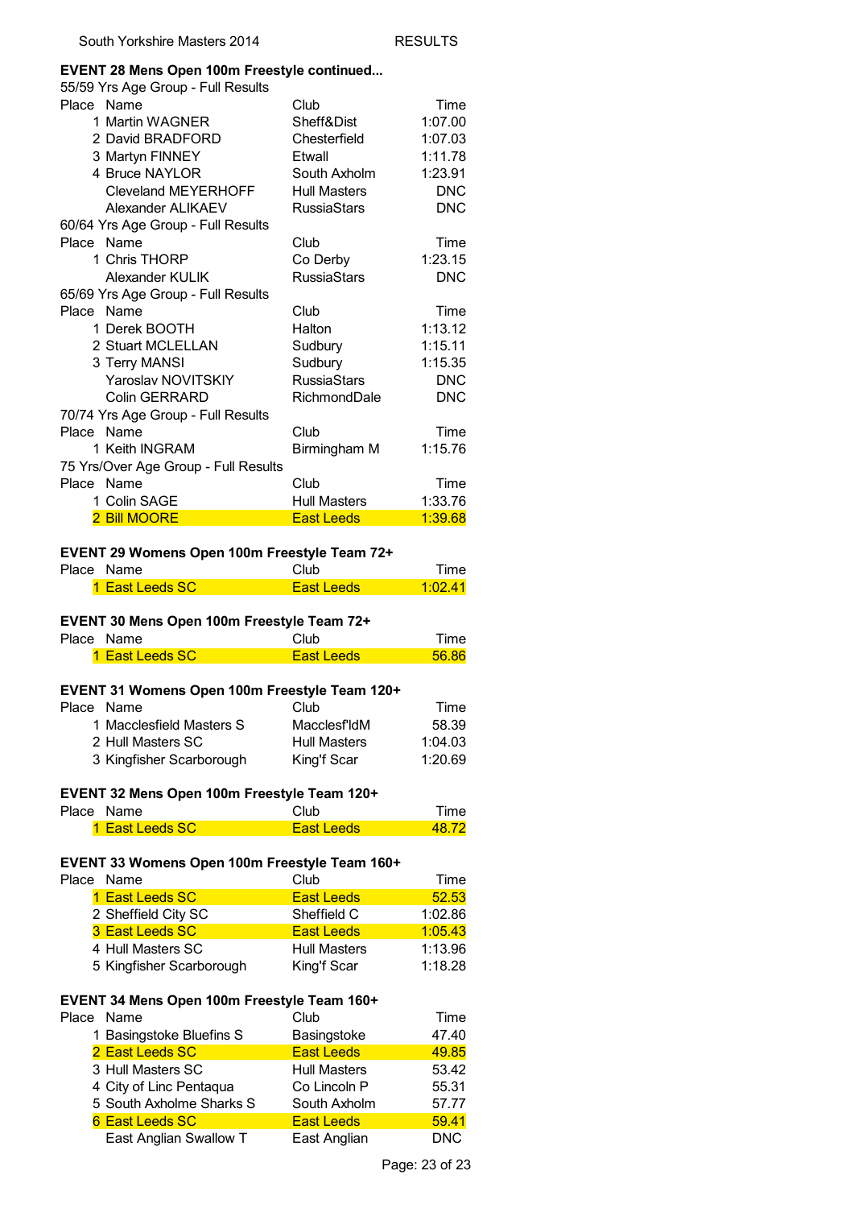## EVENT 28 Mens Open 100m Freestyle continued...

55/59 Yrs Age Group - Full Results

| Place | Name | Club | Time |
|---|---|---|---|
| 1 | Martin WAGNER | Sheff&Dist | 1:07.00 |
| 2 | David BRADFORD | Chesterfield | 1:07.03 |
| 3 | Martyn FINNEY | Etwall | 1:11.78 |
| 4 | Bruce NAYLOR | South Axholm | 1:23.91 |
| | Cleveland MEYERHOFF | Hull Masters | DNC |
| | Alexander ALIKAEV | RussiaStars | DNC |

60/64 Yrs Age Group - Full Results

| Place | Name | Club | Time |
|---|---|---|---|
| 1 | Chris THORP | Co Derby | 1:23.15 |
| | Alexander KULIK | RussiaStars | DNC |

65/69 Yrs Age Group - Full Results

| Place | Name | Club | Time |
|---|---|---|---|
| 1 | Derek BOOTH | Halton | 1:13.12 |
| 2 | Stuart MCLELLAN | Sudbury | 1:15.11 |
| 3 | Terry MANSI | Sudbury | 1:15.35 |
| | Yaroslav NOVITSKIY | RussiaStars | DNC |
| | Colin GERRARD | RichmondDale | DNC |

70/74 Yrs Age Group - Full Results

| Place | Name | Club | Time |
|---|---|---|---|
| 1 | Keith INGRAM | Birmingham M | 1:15.76 |

75 Yrs/Over Age Group - Full Results

| Place | Name | Club | Time |
|---|---|---|---|
| 1 | Colin SAGE | Hull Masters | 1:33.76 |
| 2 | Bill MOORE | East Leeds | 1:39.68 |

## EVENT 29 Womens Open 100m Freestyle Team 72+

| Place | Name | Club | Time |
|---|---|---|---|
| 1 | East Leeds SC | East Leeds | 1:02.41 |

## EVENT 30 Mens Open 100m Freestyle Team 72+

| Place | Name | Club | Time |
|---|---|---|---|
| 1 | East Leeds SC | East Leeds | 56.86 |

## EVENT 31 Womens Open 100m Freestyle Team 120+

| Place | Name | Club | Time |
|---|---|---|---|
| 1 | Macclesfield Masters S | Macclesf'ldM | 58.39 |
| 2 | Hull Masters SC | Hull Masters | 1:04.03 |
| 3 | Kingfisher Scarborough | King'f Scar | 1:20.69 |

## EVENT 32 Mens Open 100m Freestyle Team 120+

| Place | Name | Club | Time |
|---|---|---|---|
| 1 | East Leeds SC | East Leeds | 48.72 |

## EVENT 33 Womens Open 100m Freestyle Team 160+

| Place | Name | Club | Time |
|---|---|---|---|
| 1 | East Leeds SC | East Leeds | 52.53 |
| 2 | Sheffield City SC | Sheffield C | 1:02.86 |
| 3 | East Leeds SC | East Leeds | 1:05.43 |
| 4 | Hull Masters SC | Hull Masters | 1:13.96 |
| 5 | Kingfisher Scarborough | King'f Scar | 1:18.28 |

## EVENT 34 Mens Open 100m Freestyle Team 160+

| Place | Name | Club | Time |
|---|---|---|---|
| 1 | Basingstoke Bluefins S | Basingstoke | 47.40 |
| 2 | East Leeds SC | East Leeds | 49.85 |
| 3 | Hull Masters SC | Hull Masters | 53.42 |
| 4 | City of Linc Pentaqua | Co Lincoln P | 55.31 |
| 5 | South Axholme Sharks S | South Axholm | 57.77 |
| 6 | East Leeds SC | East Leeds | 59.41 |
| | East Anglian Swallow T | East Anglian | DNC |